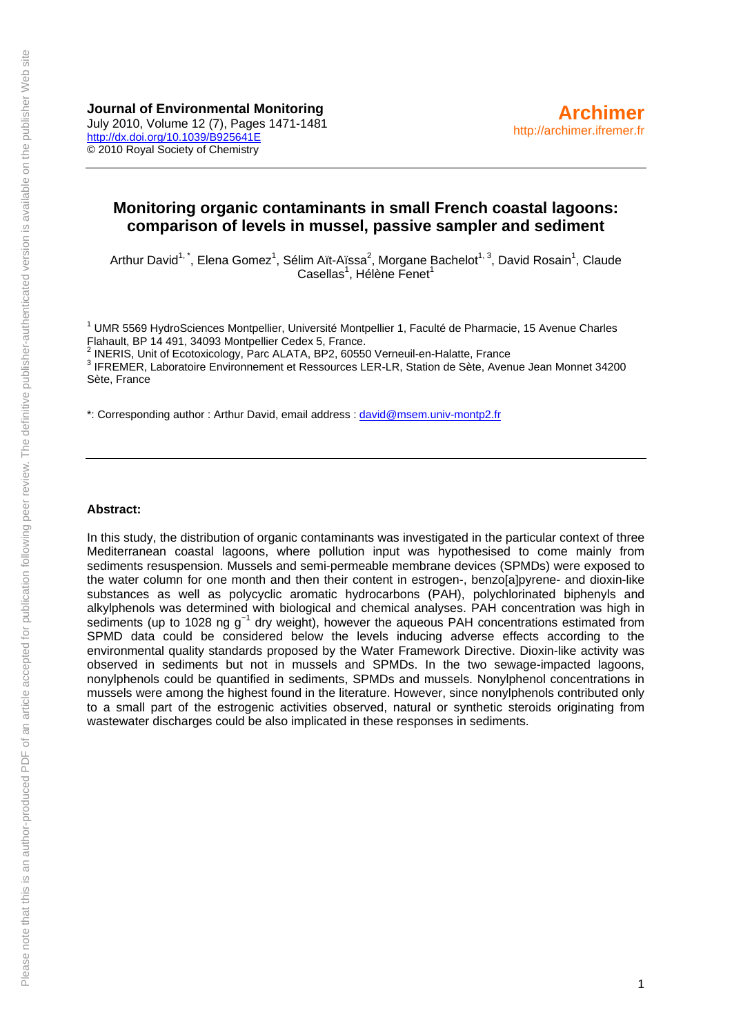**Journal of Environmental Monitoring**
July 2010, Volume 12 (7), Pages 1471-1481
http://dx.doi.org/10.1039/B925641E
© 2010 Royal Society of Chemistry

**Archimer**
http://archimer.ifremer.fr

# Monitoring organic contaminants in small French coastal lagoons: comparison of levels in mussel, passive sampler and sediment

Arthur David[1,*], Elena Gomez[1], Sélim Aït-Aïssa[2], Morgane Bachelot[1,3], David Rosain[1], Claude Casellas[1], Hélène Fenet[1]

[1] UMR 5569 HydroSciences Montpellier, Université Montpellier 1, Faculté de Pharmacie, 15 Avenue Charles Flahault, BP 14 491, 34093 Montpellier Cedex 5, France.
[2] INERIS, Unit of Ecotoxicology, Parc ALATA, BP2, 60550 Verneuil-en-Halatte, France
[3] IFREMER, Laboratoire Environnement et Ressources LER-LR, Station de Sète, Avenue Jean Monnet 34200 Sète, France

*: Corresponding author : Arthur David, email address : david@msem.univ-montp2.fr

---

**Abstract:**

In this study, the distribution of organic contaminants was investigated in the particular context of three Mediterranean coastal lagoons, where pollution input was hypothesised to come mainly from sediments resuspension. Mussels and semi-permeable membrane devices (SPMDs) were exposed to the water column for one month and then their content in estrogen-, benzo[a]pyrene- and dioxin-like substances as well as polycyclic aromatic hydrocarbons (PAH), polychlorinated biphenyls and alkylphenols was determined with biological and chemical analyses. PAH concentration was high in sediments (up to 1028 ng $g^{-1}$ dry weight), however the aqueous PAH concentrations estimated from SPMD data could be considered below the levels inducing adverse effects according to the environmental quality standards proposed by the Water Framework Directive. Dioxin-like activity was observed in sediments but not in mussels and SPMDs. In the two sewage-impacted lagoons, nonylphenols could be quantified in sediments, SPMDs and mussels. Nonylphenol concentrations in mussels were among the highest found in the literature. However, since nonylphenols contributed only to a small part of the estrogenic activities observed, natural or synthetic steroids originating from wastewater discharges could be also implicated in these responses in sediments.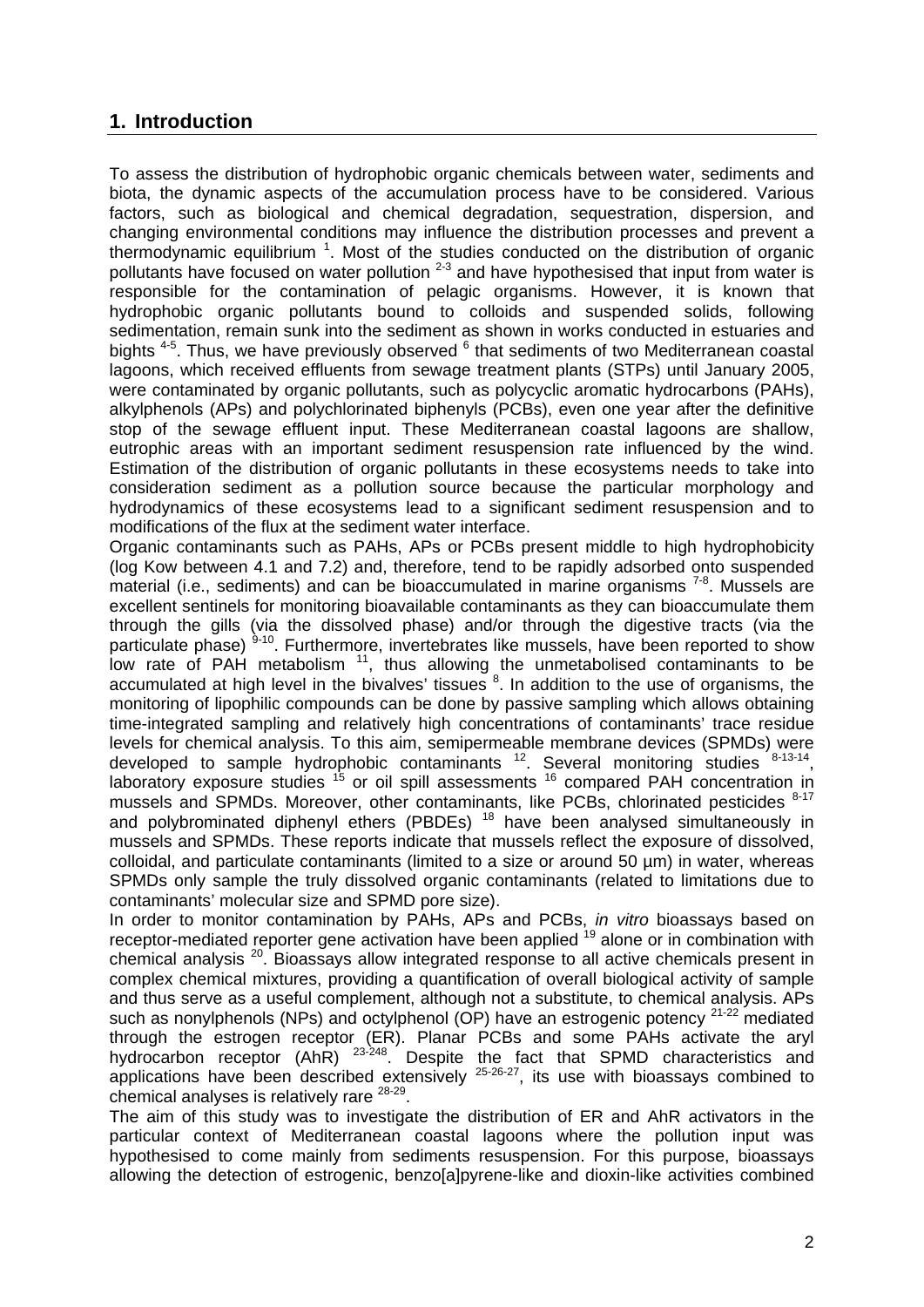## 1. Introduction

To assess the distribution of hydrophobic organic chemicals between water, sediments and biota, the dynamic aspects of the accumulation process have to be considered. Various factors, such as biological and chemical degradation, sequestration, dispersion, and changing environmental conditions may influence the distribution processes and prevent a thermodynamic equilibrium [1]. Most of the studies conducted on the distribution of organic pollutants have focused on water pollution [2-3] and have hypothesised that input from water is responsible for the contamination of pelagic organisms. However, it is known that hydrophobic organic pollutants bound to colloids and suspended solids, following sedimentation, remain sunk into the sediment as shown in works conducted in estuaries and bights [4-5]. Thus, we have previously observed [6] that sediments of two Mediterranean coastal lagoons, which received effluents from sewage treatment plants (STPs) until January 2005, were contaminated by organic pollutants, such as polycyclic aromatic hydrocarbons (PAHs), alkylphenols (APs) and polychlorinated biphenyls (PCBs), even one year after the definitive stop of the sewage effluent input. These Mediterranean coastal lagoons are shallow, eutrophic areas with an important sediment resuspension rate influenced by the wind. Estimation of the distribution of organic pollutants in these ecosystems needs to take into consideration sediment as a pollution source because the particular morphology and hydrodynamics of these ecosystems lead to a significant sediment resuspension and to modifications of the flux at the sediment water interface.

Organic contaminants such as PAHs, APs or PCBs present middle to high hydrophobicity (log Kow between 4.1 and 7.2) and, therefore, tend to be rapidly adsorbed onto suspended material (i.e., sediments) and can be bioaccumulated in marine organisms [7-8]. Mussels are excellent sentinels for monitoring bioavailable contaminants as they can bioaccumulate them through the gills (via the dissolved phase) and/or through the digestive tracts (via the particulate phase) [9-10]. Furthermore, invertebrates like mussels, have been reported to show low rate of PAH metabolism [11], thus allowing the unmetabolised contaminants to be accumulated at high level in the bivalves' tissues [8]. In addition to the use of organisms, the monitoring of lipophilic compounds can be done by passive sampling which allows obtaining time-integrated sampling and relatively high concentrations of contaminants' trace residue levels for chemical analysis. To this aim, semipermeable membrane devices (SPMDs) were developed to sample hydrophobic contaminants [12]. Several monitoring studies [8-13-14], laboratory exposure studies [15] or oil spill assessments [16] compared PAH concentration in mussels and SPMDs. Moreover, other contaminants, like PCBs, chlorinated pesticides [8-17] and polybrominated diphenyl ethers (PBDEs) [18] have been analysed simultaneously in mussels and SPMDs. These reports indicate that mussels reflect the exposure of dissolved, colloidal, and particulate contaminants (limited to a size or around 50 µm) in water, whereas SPMDs only sample the truly dissolved organic contaminants (related to limitations due to contaminants' molecular size and SPMD pore size).

In order to monitor contamination by PAHs, APs and PCBs, *in vitro* bioassays based on receptor-mediated reporter gene activation have been applied [19] alone or in combination with chemical analysis [20]. Bioassays allow integrated response to all active chemicals present in complex chemical mixtures, providing a quantification of overall biological activity of sample and thus serve as a useful complement, although not a substitute, to chemical analysis. APs such as nonylphenols (NPs) and octylphenol (OP) have an estrogenic potency [21-22] mediated through the estrogen receptor (ER). Planar PCBs and some PAHs activate the aryl hydrocarbon receptor (AhR) [23-248]. Despite the fact that SPMD characteristics and applications have been described extensively [25-26-27], its use with bioassays combined to chemical analyses is relatively rare [28-29].

The aim of this study was to investigate the distribution of ER and AhR activators in the particular context of Mediterranean coastal lagoons where the pollution input was hypothesised to come mainly from sediments resuspension. For this purpose, bioassays allowing the detection of estrogenic, benzo[a]pyrene-like and dioxin-like activities combined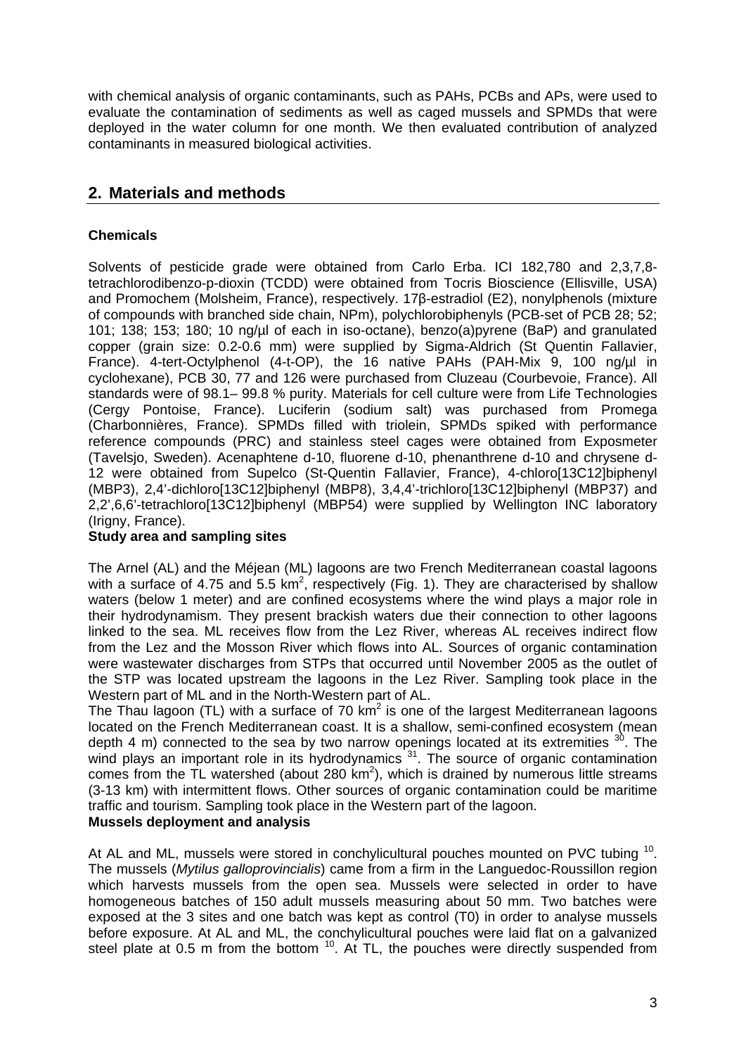with chemical analysis of organic contaminants, such as PAHs, PCBs and APs, were used to evaluate the contamination of sediments as well as caged mussels and SPMDs that were deployed in the water column for one month. We then evaluated contribution of analyzed contaminants in measured biological activities.

## 2. Materials and methods

**Chemicals**

Solvents of pesticide grade were obtained from Carlo Erba. ICI 182,780 and 2,3,7,8-tetrachlorodibenzo-p-dioxin (TCDD) were obtained from Tocris Bioscience (Ellisville, USA) and Promochem (Molsheim, France), respectively. 17β-estradiol (E2), nonylphenols (mixture of compounds with branched side chain, NPm), polychlorobiphenyls (PCB-set of PCB 28; 52; 101; 138; 153; 180; 10 ng/µl of each in iso-octane), benzo(a)pyrene (BaP) and granulated copper (grain size: 0.2-0.6 mm) were supplied by Sigma-Aldrich (St Quentin Fallavier, France). 4-tert-Octylphenol (4-t-OP), the 16 native PAHs (PAH-Mix 9, 100 ng/µl in cyclohexane), PCB 30, 77 and 126 were purchased from Cluzeau (Courbevoie, France). All standards were of 98.1– 99.8 % purity. Materials for cell culture were from Life Technologies (Cergy Pontoise, France). Luciferin (sodium salt) was purchased from Promega (Charbonnières, France). SPMDs filled with triolein, SPMDs spiked with performance reference compounds (PRC) and stainless steel cages were obtained from Exposmeter (Tavelsjo, Sweden). Acenaphtene d-10, fluorene d-10, phenanthrene d-10 and chrysene d-12 were obtained from Supelco (St-Quentin Fallavier, France), 4-chloro[13C12]biphenyl (MBP3), 2,4'-dichloro[13C12]biphenyl (MBP8), 3,4,4'-trichloro[13C12]biphenyl (MBP37) and 2,2',6,6'-tetrachloro[13C12]biphenyl (MBP54) were supplied by Wellington INC laboratory (Irigny, France).

**Study area and sampling sites**

The Arnel (AL) and the Méjean (ML) lagoons are two French Mediterranean coastal lagoons with a surface of 4.75 and 5.5 $km^2$, respectively (Fig. 1). They are characterised by shallow waters (below 1 meter) and are confined ecosystems where the wind plays a major role in their hydrodynamism. They present brackish waters due their connection to other lagoons linked to the sea. ML receives flow from the Lez River, whereas AL receives indirect flow from the Lez and the Mosson River which flows into AL. Sources of organic contamination were wastewater discharges from STPs that occurred until November 2005 as the outlet of the STP was located upstream the lagoons in the Lez River. Sampling took place in the Western part of ML and in the North-Western part of AL.

The Thau lagoon (TL) with a surface of 70 $km^2$ is one of the largest Mediterranean lagoons located on the French Mediterranean coast. It is a shallow, semi-confined ecosystem (mean depth 4 m) connected to the sea by two narrow openings located at its extremities [30]. The wind plays an important role in its hydrodynamics [31]. The source of organic contamination comes from the TL watershed (about 280 $km^2$), which is drained by numerous little streams (3-13 km) with intermittent flows. Other sources of organic contamination could be maritime traffic and tourism. Sampling took place in the Western part of the lagoon.

**Mussels deployment and analysis**

At AL and ML, mussels were stored in conchylicultural pouches mounted on PVC tubing [10]. The mussels (*Mytilus galloprovincialis*) came from a firm in the Languedoc-Roussillon region which harvests mussels from the open sea. Mussels were selected in order to have homogeneous batches of 150 adult mussels measuring about 50 mm. Two batches were exposed at the 3 sites and one batch was kept as control (T0) in order to analyse mussels before exposure. At AL and ML, the conchylicultural pouches were laid flat on a galvanized steel plate at 0.5 m from the bottom [10]. At TL, the pouches were directly suspended from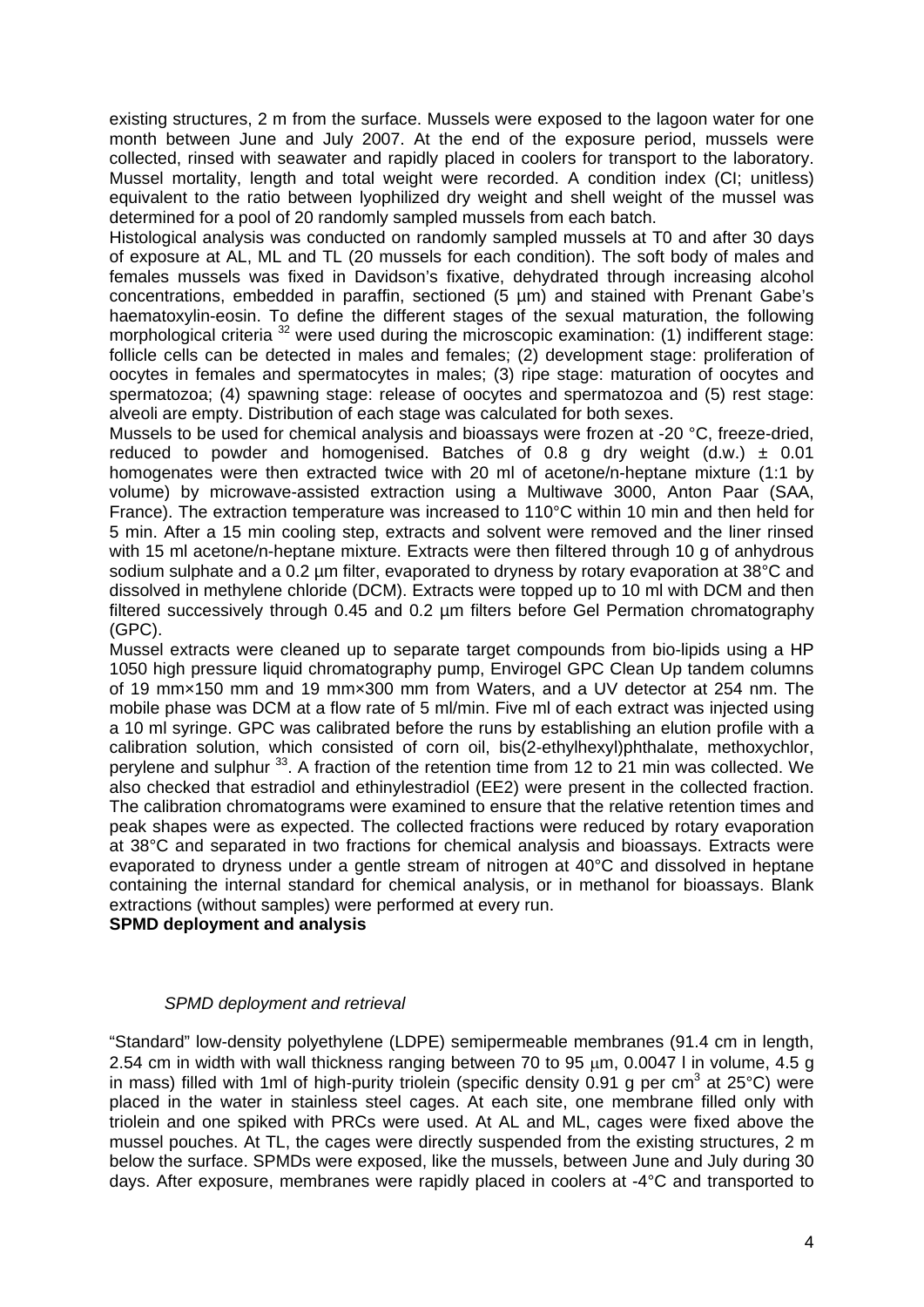existing structures, 2 m from the surface. Mussels were exposed to the lagoon water for one month between June and July 2007. At the end of the exposure period, mussels were collected, rinsed with seawater and rapidly placed in coolers for transport to the laboratory. Mussel mortality, length and total weight were recorded. A condition index (CI; unitless) equivalent to the ratio between lyophilized dry weight and shell weight of the mussel was determined for a pool of 20 randomly sampled mussels from each batch.

Histological analysis was conducted on randomly sampled mussels at T0 and after 30 days of exposure at AL, ML and TL (20 mussels for each condition). The soft body of males and females mussels was fixed in Davidson's fixative, dehydrated through increasing alcohol concentrations, embedded in paraffin, sectioned (5 µm) and stained with Prenant Gabe's haematoxylin-eosin. To define the different stages of the sexual maturation, the following morphological criteria [32] were used during the microscopic examination: (1) indifferent stage: follicle cells can be detected in males and females; (2) development stage: proliferation of oocytes in females and spermatocytes in males; (3) ripe stage: maturation of oocytes and spermatozoa; (4) spawning stage: release of oocytes and spermatozoa and (5) rest stage: alveoli are empty. Distribution of each stage was calculated for both sexes.

Mussels to be used for chemical analysis and bioassays were frozen at -20 °C, freeze-dried, reduced to powder and homogenised. Batches of 0.8 g dry weight (d.w.) ± 0.01 homogenates were then extracted twice with 20 ml of acetone/n-heptane mixture (1:1 by volume) by microwave-assisted extraction using a Multiwave 3000, Anton Paar (SAA, France). The extraction temperature was increased to 110°C within 10 min and then held for 5 min. After a 15 min cooling step, extracts and solvent were removed and the liner rinsed with 15 ml acetone/n-heptane mixture. Extracts were then filtered through 10 g of anhydrous sodium sulphate and a 0.2 µm filter, evaporated to dryness by rotary evaporation at 38°C and dissolved in methylene chloride (DCM). Extracts were topped up to 10 ml with DCM and then filtered successively through 0.45 and 0.2 µm filters before Gel Permation chromatography (GPC).

Mussel extracts were cleaned up to separate target compounds from bio-lipids using a HP 1050 high pressure liquid chromatography pump, Envirogel GPC Clean Up tandem columns of 19 mm×150 mm and 19 mm×300 mm from Waters, and a UV detector at 254 nm. The mobile phase was DCM at a flow rate of 5 ml/min. Five ml of each extract was injected using a 10 ml syringe. GPC was calibrated before the runs by establishing an elution profile with a calibration solution, which consisted of corn oil, bis(2-ethylhexyl)phthalate, methoxychlor, perylene and sulphur [33]. A fraction of the retention time from 12 to 21 min was collected. We also checked that estradiol and ethinylestradiol (EE2) were present in the collected fraction. The calibration chromatograms were examined to ensure that the relative retention times and peak shapes were as expected. The collected fractions were reduced by rotary evaporation at 38°C and separated in two fractions for chemical analysis and bioassays. Extracts were evaporated to dryness under a gentle stream of nitrogen at 40°C and dissolved in heptane containing the internal standard for chemical analysis, or in methanol for bioassays. Blank extractions (without samples) were performed at every run.

**SPMD deployment and analysis**

*SPMD deployment and retrieval*

"Standard" low-density polyethylene (LDPE) semipermeable membranes (91.4 cm in length, 2.54 cm in width with wall thickness ranging between 70 to 95 µm, 0.0047 l in volume, 4.5 g in mass) filled with 1ml of high-purity triolein (specific density 0.91 g per $cm^3$ at 25°C) were placed in the water in stainless steel cages. At each site, one membrane filled only with triolein and one spiked with PRCs were used. At AL and ML, cages were fixed above the mussel pouches. At TL, the cages were directly suspended from the existing structures, 2 m below the surface. SPMDs were exposed, like the mussels, between June and July during 30 days. After exposure, membranes were rapidly placed in coolers at -4°C and transported to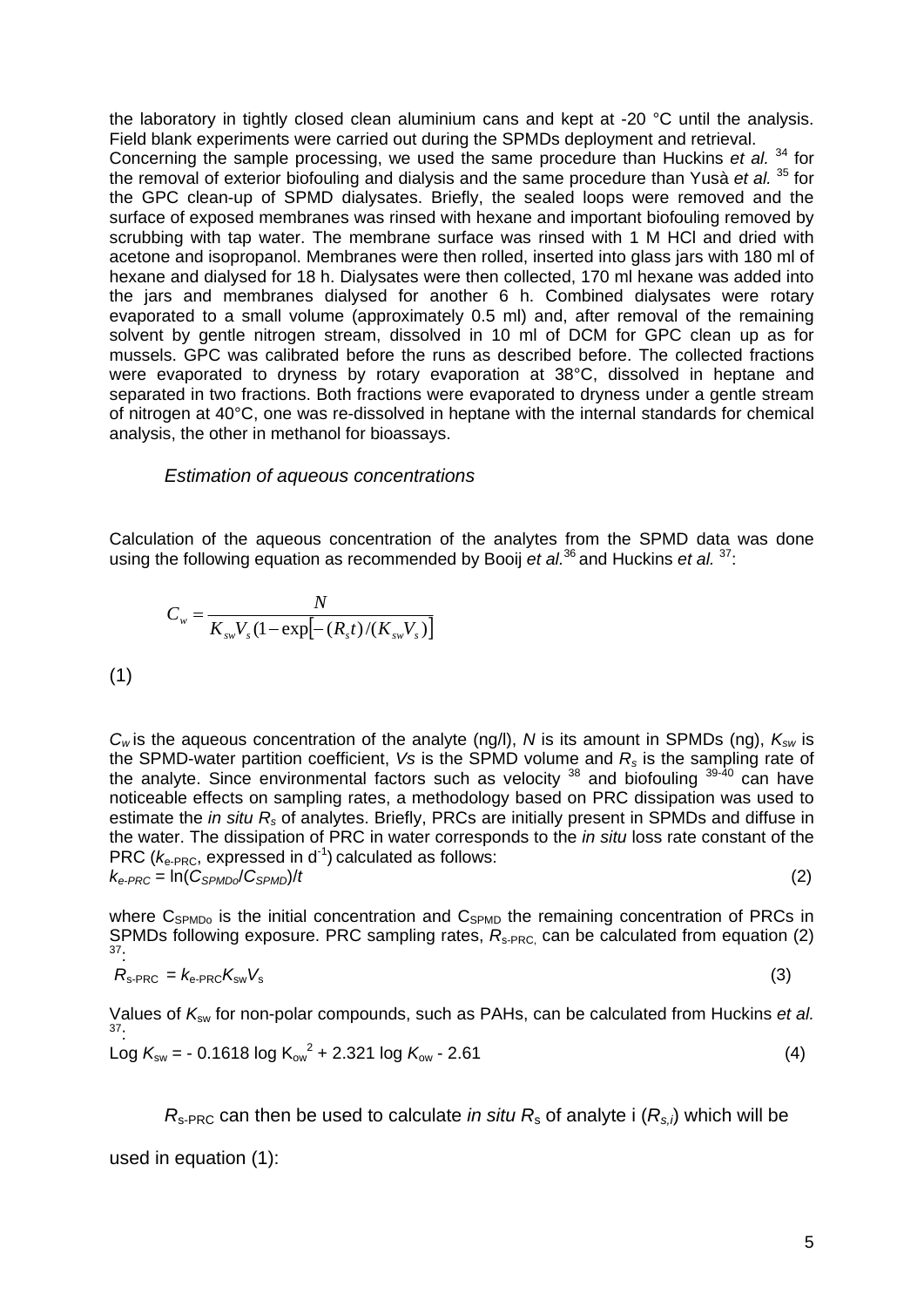the laboratory in tightly closed clean aluminium cans and kept at -20 °C until the analysis. Field blank experiments were carried out during the SPMDs deployment and retrieval.

Concerning the sample processing, we used the same procedure than Huckins *et al.* [34] for the removal of exterior biofouling and dialysis and the same procedure than Yusà *et al.* [35] for the GPC clean-up of SPMD dialysates. Briefly, the sealed loops were removed and the surface of exposed membranes was rinsed with hexane and important biofouling removed by scrubbing with tap water. The membrane surface was rinsed with 1 M HCl and dried with acetone and isopropanol. Membranes were then rolled, inserted into glass jars with 180 ml of hexane and dialysed for 18 h. Dialysates were then collected, 170 ml hexane was added into the jars and membranes dialysed for another 6 h. Combined dialysates were rotary evaporated to a small volume (approximately 0.5 ml) and, after removal of the remaining solvent by gentle nitrogen stream, dissolved in 10 ml of DCM for GPC clean up as for mussels. GPC was calibrated before the runs as described before. The collected fractions were evaporated to dryness by rotary evaporation at 38°C, dissolved in heptane and separated in two fractions. Both fractions were evaporated to dryness under a gentle stream of nitrogen at 40°C, one was re-dissolved in heptane with the internal standards for chemical analysis, the other in methanol for bioassays.

### *Estimation of aqueous concentrations*

Calculation of the aqueous concentration of the analytes from the SPMD data was done using the following equation as recommended by Booij *et al.* [36] and Huckins *et al.* [37]:

$$C_w = \frac{N}{K_{sw}V_s(1-\exp\left[-(R_s t)/(K_{sw}V_s)\right]}$$

(1)

$C_w$ is the aqueous concentration of the analyte (ng/l), $N$ is its amount in SPMDs (ng), $K_{sw}$ is the SPMD-water partition coefficient, $Vs$ is the SPMD volume and $R_s$ is the sampling rate of the analyte. Since environmental factors such as velocity [38] and biofouling [39-40] can have noticeable effects on sampling rates, a methodology based on PRC dissipation was used to estimate the *in situ* $R_s$ of analytes. Briefly, PRCs are initially present in SPMDs and diffuse in the water. The dissipation of PRC in water corresponds to the *in situ* loss rate constant of the PRC ($k_{e\text{-PRC}}$, expressed in $d^{-1}$) calculated as follows:

$k_{e\text{-}PRC} = \ln(C_{SPMDo}/C_{SPMD})/t$ (2)

where $C_{SPMDo}$ is the initial concentration and $C_{SPMD}$ the remaining concentration of PRCs in SPMDs following exposure. PRC sampling rates, $R_{s\text{-PRC}}$, can be calculated from equation (2) [37]:

$R_{s\text{-PRC}} = k_{e\text{-PRC}} K_{sw} V_s$ (3)

Values of $K_{sw}$ for non-polar compounds, such as PAHs, can be calculated from Huckins *et al.* [37]:

$\text{Log } K_{sw} = -\,0.1618 \log K_{ow}^2 + 2.321 \log K_{ow} - 2.61$ (4)

$R_{s\text{-PRC}}$ can then be used to calculate *in situ* $R_s$ of analyte i ($R_{s,i}$) which will be used in equation (1):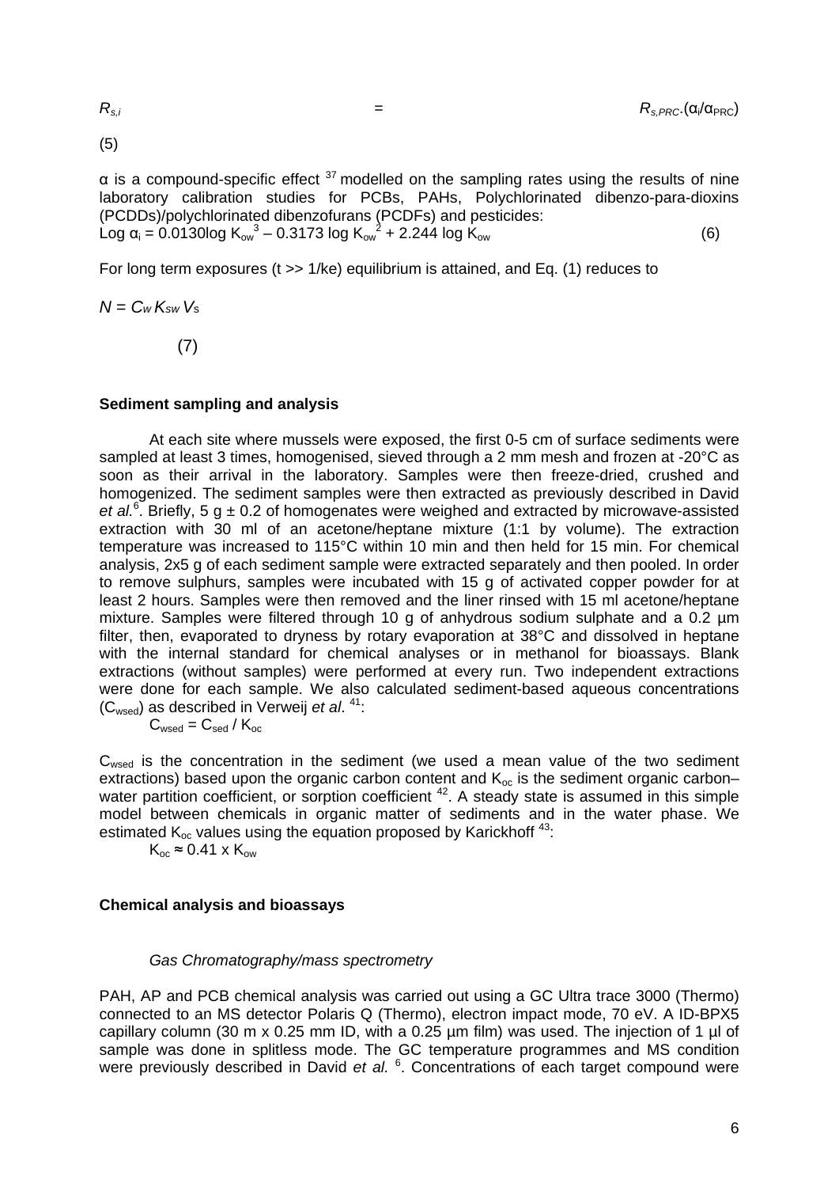$$R_{s,i} = R_{s,PRC} \cdot (\alpha_i / \alpha_{PRC}) \quad (5)$$

α is a compound-specific effect [37] modelled on the sampling rates using the results of nine laboratory calibration studies for PCBs, PAHs, Polychlorinated dibenzo-para-dioxins (PCDDs)/polychlorinated dibenzofurans (PCDFs) and pesticides:

$$\text{Log}\ \alpha_i = 0.0130 \log K_{ow}^3 - 0.3173 \log K_{ow}^2 + 2.244 \log K_{ow} \quad (6)$$

For long term exposures (t >> 1/ke) equilibrium is attained, and Eq. (1) reduces to

$$N = C_w K_{sw} V_s \quad (7)$$

**Sediment sampling and analysis**

At each site where mussels were exposed, the first 0-5 cm of surface sediments were sampled at least 3 times, homogenised, sieved through a 2 mm mesh and frozen at -20°C as soon as their arrival in the laboratory. Samples were then freeze-dried, crushed and homogenized. The sediment samples were then extracted as previously described in David *et al.*[6]. Briefly, 5 g ± 0.2 of homogenates were weighed and extracted by microwave-assisted extraction with 30 ml of an acetone/heptane mixture (1:1 by volume). The extraction temperature was increased to 115°C within 10 min and then held for 15 min. For chemical analysis, 2x5 g of each sediment sample were extracted separately and then pooled. In order to remove sulphurs, samples were incubated with 15 g of activated copper powder for at least 2 hours. Samples were then removed and the liner rinsed with 15 ml acetone/heptane mixture. Samples were filtered through 10 g of anhydrous sodium sulphate and a 0.2 µm filter, then, evaporated to dryness by rotary evaporation at 38°C and dissolved in heptane with the internal standard for chemical analyses or in methanol for bioassays. Blank extractions (without samples) were performed at every run. Two independent extractions were done for each sample. We also calculated sediment-based aqueous concentrations ($C_{wsed}$) as described in Verweij *et al*. [41]:

$$C_{wsed} = C_{sed} / K_{oc}$$

$C_{wsed}$ is the concentration in the sediment (we used a mean value of the two sediment extractions) based upon the organic carbon content and $K_{oc}$ is the sediment organic carbon–water partition coefficient, or sorption coefficient [42]. A steady state is assumed in this simple model between chemicals in organic matter of sediments and in the water phase. We estimated $K_{oc}$ values using the equation proposed by Karickhoff [43]:

$$K_{oc} \approx 0.41 \times K_{ow}$$

**Chemical analysis and bioassays**

*Gas Chromatography/mass spectrometry*

PAH, AP and PCB chemical analysis was carried out using a GC Ultra trace 3000 (Thermo) connected to an MS detector Polaris Q (Thermo), electron impact mode, 70 eV. A ID-BPX5 capillary column (30 m x 0.25 mm ID, with a 0.25 µm film) was used. The injection of 1 µl of sample was done in splitless mode. The GC temperature programmes and MS condition were previously described in David *et al.* [6]. Concentrations of each target compound were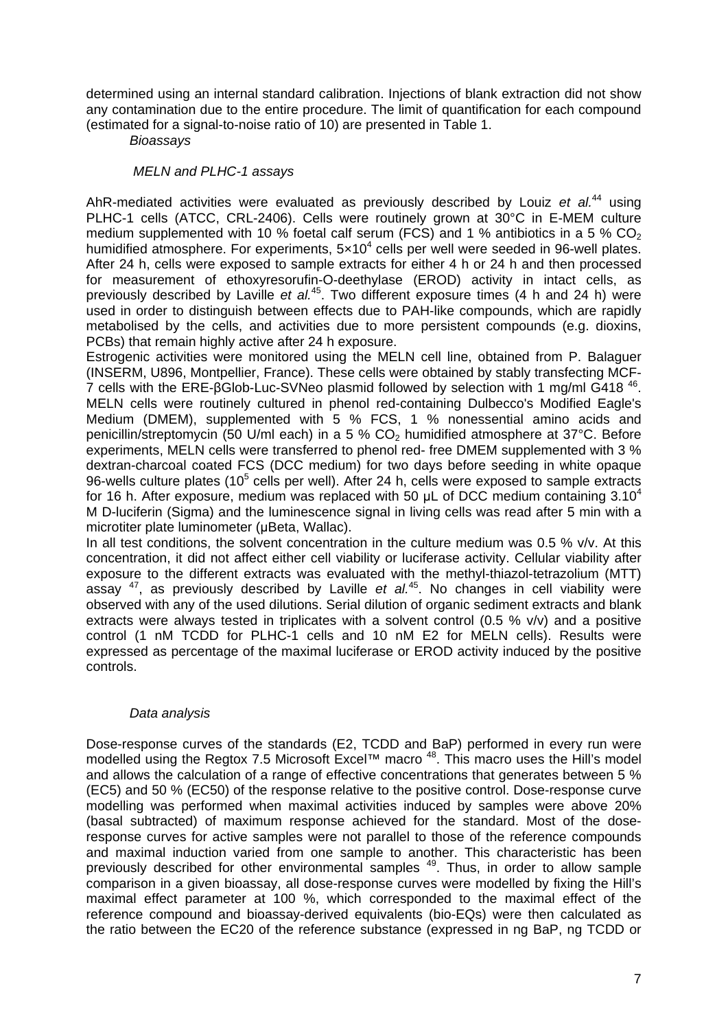determined using an internal standard calibration. Injections of blank extraction did not show any contamination due to the entire procedure. The limit of quantification for each compound (estimated for a signal-to-noise ratio of 10) are presented in Table 1.

### *Bioassays*

#### *MELN and PLHC-1 assays*

AhR-mediated activities were evaluated as previously described by Louiz *et al.*[44] using PLHC-1 cells (ATCC, CRL-2406). Cells were routinely grown at 30°C in E-MEM culture medium supplemented with 10 % foetal calf serum (FCS) and 1 % antibiotics in a 5 % $CO_2$ humidified atmosphere. For experiments, $5\times10^4$ cells per well were seeded in 96-well plates. After 24 h, cells were exposed to sample extracts for either 4 h or 24 h and then processed for measurement of ethoxyresorufin-O-deethylase (EROD) activity in intact cells, as previously described by Laville *et al.*[45]. Two different exposure times (4 h and 24 h) were used in order to distinguish between effects due to PAH-like compounds, which are rapidly metabolised by the cells, and activities due to more persistent compounds (e.g. dioxins, PCBs) that remain highly active after 24 h exposure.

Estrogenic activities were monitored using the MELN cell line, obtained from P. Balaguer (INSERM, U896, Montpellier, France). These cells were obtained by stably transfecting MCF-7 cells with the ERE-βGlob-Luc-SVNeo plasmid followed by selection with 1 mg/ml G418 [46]. MELN cells were routinely cultured in phenol red-containing Dulbecco's Modified Eagle's Medium (DMEM), supplemented with 5 % FCS, 1 % nonessential amino acids and penicillin/streptomycin (50 U/ml each) in a 5 % $CO_2$ humidified atmosphere at 37°C. Before experiments, MELN cells were transferred to phenol red- free DMEM supplemented with 3 % dextran-charcoal coated FCS (DCC medium) for two days before seeding in white opaque 96-wells culture plates ($10^5$ cells per well). After 24 h, cells were exposed to sample extracts for 16 h. After exposure, medium was replaced with 50 µL of DCC medium containing $3.10^4$ M D-luciferin (Sigma) and the luminescence signal in living cells was read after 5 min with a microtiter plate luminometer (µBeta, Wallac).

In all test conditions, the solvent concentration in the culture medium was 0.5 % v/v. At this concentration, it did not affect either cell viability or luciferase activity. Cellular viability after exposure to the different extracts was evaluated with the methyl-thiazol-tetrazolium (MTT) assay [47], as previously described by Laville *et al.*[45]. No changes in cell viability were observed with any of the used dilutions. Serial dilution of organic sediment extracts and blank extracts were always tested in triplicates with a solvent control (0.5 % v/v) and a positive control (1 nM TCDD for PLHC-1 cells and 10 nM E2 for MELN cells). Results were expressed as percentage of the maximal luciferase or EROD activity induced by the positive controls.

#### *Data analysis*

Dose-response curves of the standards (E2, TCDD and BaP) performed in every run were modelled using the Regtox 7.5 Microsoft Excel™ macro [48]. This macro uses the Hill's model and allows the calculation of a range of effective concentrations that generates between 5 % (EC5) and 50 % (EC50) of the response relative to the positive control. Dose-response curve modelling was performed when maximal activities induced by samples were above 20% (basal subtracted) of maximum response achieved for the standard. Most of the dose-response curves for active samples were not parallel to those of the reference compounds and maximal induction varied from one sample to another. This characteristic has been previously described for other environmental samples [49]. Thus, in order to allow sample comparison in a given bioassay, all dose-response curves were modelled by fixing the Hill's maximal effect parameter at 100 %, which corresponded to the maximal effect of the reference compound and bioassay-derived equivalents (bio-EQs) were then calculated as the ratio between the EC20 of the reference substance (expressed in ng BaP, ng TCDD or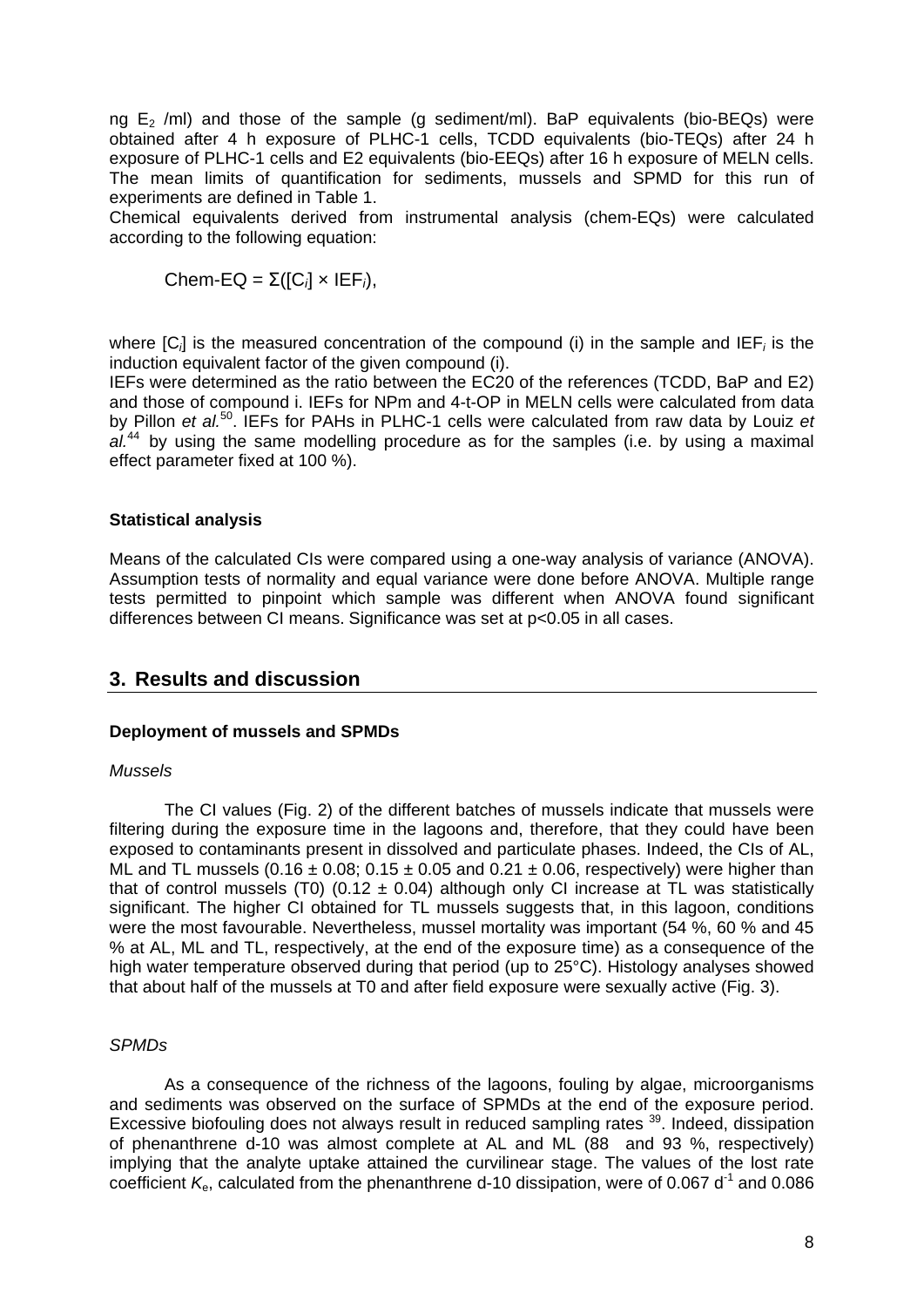ng $E_2$ /ml) and those of the sample (g sediment/ml). BaP equivalents (bio-BEQs) were obtained after 4 h exposure of PLHC-1 cells, TCDD equivalents (bio-TEQs) after 24 h exposure of PLHC-1 cells and E2 equivalents (bio-EEQs) after 16 h exposure of MELN cells. The mean limits of quantification for sediments, mussels and SPMD for this run of experiments are defined in Table 1.

Chemical equivalents derived from instrumental analysis (chem-EQs) were calculated according to the following equation:

$$\text{Chem-EQ} = \Sigma([C_i] \times \text{IEF}_i),$$

where $[C_i]$ is the measured concentration of the compound (i) in the sample and $\text{IEF}_i$ is the induction equivalent factor of the given compound (i).

IEFs were determined as the ratio between the EC20 of the references (TCDD, BaP and E2) and those of compound i. IEFs for NPm and 4-t-OP in MELN cells were calculated from data by Pillon *et al.*[50]. IEFs for PAHs in PLHC-1 cells were calculated from raw data by Louiz *et al.*[44] by using the same modelling procedure as for the samples (i.e. by using a maximal effect parameter fixed at 100 %).

### Statistical analysis

Means of the calculated CIs were compared using a one-way analysis of variance (ANOVA). Assumption tests of normality and equal variance were done before ANOVA. Multiple range tests permitted to pinpoint which sample was different when ANOVA found significant differences between CI means. Significance was set at $p<0.05$ in all cases.

## 3. Results and discussion

### Deployment of mussels and SPMDs

*Mussels*

The CI values (Fig. 2) of the different batches of mussels indicate that mussels were filtering during the exposure time in the lagoons and, therefore, that they could have been exposed to contaminants present in dissolved and particulate phases. Indeed, the CIs of AL, ML and TL mussels ($0.16 \pm 0.08$; $0.15 \pm 0.05$ and $0.21 \pm 0.06$, respectively) were higher than that of control mussels (T0) ($0.12 \pm 0.04$) although only CI increase at TL was statistically significant. The higher CI obtained for TL mussels suggests that, in this lagoon, conditions were the most favourable. Nevertheless, mussel mortality was important (54 %, 60 % and 45 % at AL, ML and TL, respectively, at the end of the exposure time) as a consequence of the high water temperature observed during that period (up to 25°C). Histology analyses showed that about half of the mussels at T0 and after field exposure were sexually active (Fig. 3).

*SPMDs*

As a consequence of the richness of the lagoons, fouling by algae, microorganisms and sediments was observed on the surface of SPMDs at the end of the exposure period. Excessive biofouling does not always result in reduced sampling rates [39]. Indeed, dissipation of phenanthrene d-10 was almost complete at AL and ML (88 and 93 %, respectively) implying that the analyte uptake attained the curvilinear stage. The values of the lost rate coefficient $K_e$, calculated from the phenanthrene d-10 dissipation, were of 0.067 $d^{-1}$ and 0.086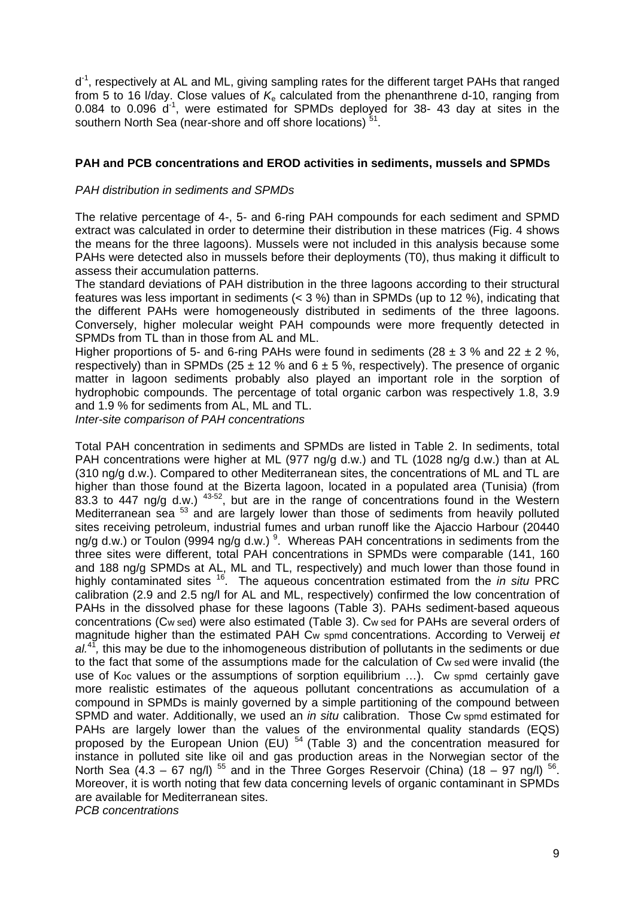$d^{-1}$, respectively at AL and ML, giving sampling rates for the different target PAHs that ranged from 5 to 16 l/day. Close values of $K_e$ calculated from the phenanthrene d-10, ranging from 0.084 to 0.096 $d^{-1}$, were estimated for SPMDs deployed for 38- 43 day at sites in the southern North Sea (near-shore and off shore locations) [51].

**PAH and PCB concentrations and EROD activities in sediments, mussels and SPMDs**

*PAH distribution in sediments and SPMDs*

The relative percentage of 4-, 5- and 6-ring PAH compounds for each sediment and SPMD extract was calculated in order to determine their distribution in these matrices (Fig. 4 shows the means for the three lagoons). Mussels were not included in this analysis because some PAHs were detected also in mussels before their deployments (T0), thus making it difficult to assess their accumulation patterns.

The standard deviations of PAH distribution in the three lagoons according to their structural features was less important in sediments (< 3 %) than in SPMDs (up to 12 %), indicating that the different PAHs were homogeneously distributed in sediments of the three lagoons. Conversely, higher molecular weight PAH compounds were more frequently detected in SPMDs from TL than in those from AL and ML.

Higher proportions of 5- and 6-ring PAHs were found in sediments (28 ± 3 % and 22 ± 2 %, respectively) than in SPMDs (25 ± 12 % and 6 ± 5 %, respectively). The presence of organic matter in lagoon sediments probably also played an important role in the sorption of hydrophobic compounds. The percentage of total organic carbon was respectively 1.8, 3.9 and 1.9 % for sediments from AL, ML and TL.

*Inter-site comparison of PAH concentrations*

Total PAH concentration in sediments and SPMDs are listed in Table 2. In sediments, total PAH concentrations were higher at ML (977 ng/g d.w.) and TL (1028 ng/g d.w.) than at AL (310 ng/g d.w.). Compared to other Mediterranean sites, the concentrations of ML and TL are higher than those found at the Bizerta lagoon, located in a populated area (Tunisia) (from 83.3 to 447 ng/g d.w.) [43-52], but are in the range of concentrations found in the Western Mediterranean sea [53] and are largely lower than those of sediments from heavily polluted sites receiving petroleum, industrial fumes and urban runoff like the Ajaccio Harbour (20440 ng/g d.w.) or Toulon (9994 ng/g d.w.) [9]. Whereas PAH concentrations in sediments from the three sites were different, total PAH concentrations in SPMDs were comparable (141, 160 and 188 ng/g SPMDs at AL, ML and TL, respectively) and much lower than those found in highly contaminated sites [16]. The aqueous concentration estimated from the *in situ* PRC calibration (2.9 and 2.5 ng/l for AL and ML, respectively) confirmed the low concentration of PAHs in the dissolved phase for these lagoons (Table 3). PAHs sediment-based aqueous concentrations ($C_{w\ sed}$) were also estimated (Table 3). $C_{w\ sed}$ for PAHs are several orders of magnitude higher than the estimated PAH $C_{w\ spmd}$ concentrations. According to Verweij *et al.*[41], this may be due to the inhomogeneous distribution of pollutants in the sediments or due to the fact that some of the assumptions made for the calculation of $C_{w\ sed}$ were invalid (the use of $K_{oc}$ values or the assumptions of sorption equilibrium …). $C_{w\ spmd}$ certainly gave more realistic estimates of the aqueous pollutant concentrations as accumulation of a compound in SPMDs is mainly governed by a simple partitioning of the compound between SPMD and water. Additionally, we used an *in situ* calibration. Those $C_{w\ spmd}$ estimated for PAHs are largely lower than the values of the environmental quality standards (EQS) proposed by the European Union (EU) [54] (Table 3) and the concentration measured for instance in polluted site like oil and gas production areas in the Norwegian sector of the North Sea (4.3 – 67 ng/l) [55] and in the Three Gorges Reservoir (China) (18 – 97 ng/l) [56]. Moreover, it is worth noting that few data concerning levels of organic contaminant in SPMDs are available for Mediterranean sites.

*PCB concentrations*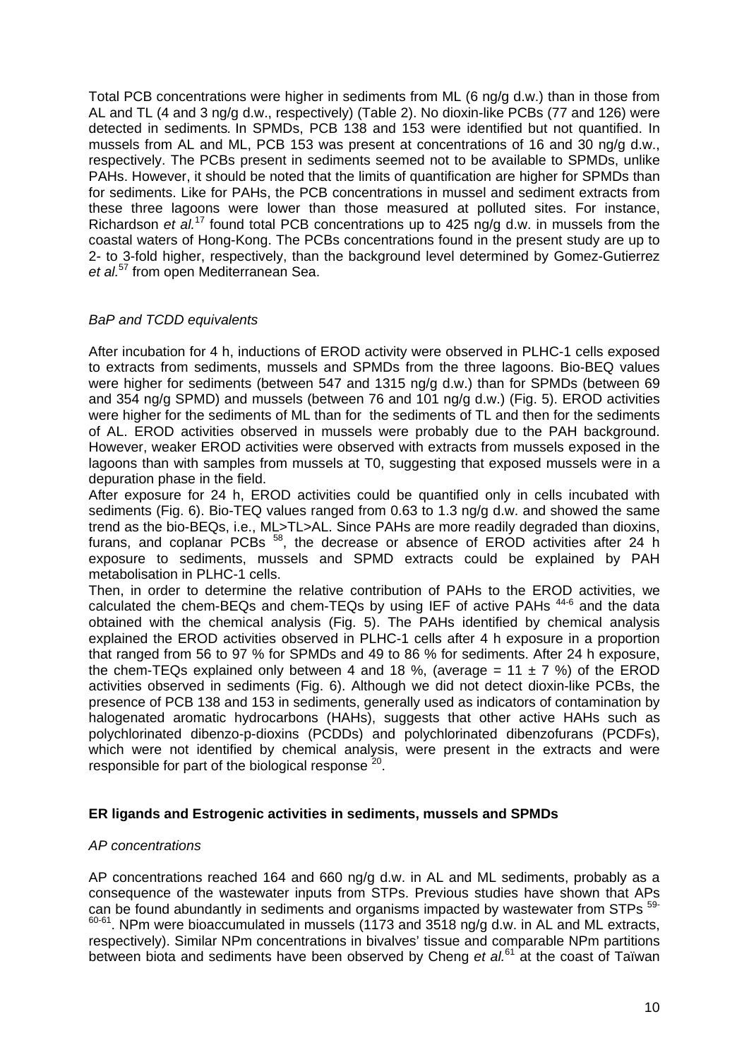Total PCB concentrations were higher in sediments from ML (6 ng/g d.w.) than in those from AL and TL (4 and 3 ng/g d.w., respectively) (Table 2). No dioxin-like PCBs (77 and 126) were detected in sediments. In SPMDs, PCB 138 and 153 were identified but not quantified. In mussels from AL and ML, PCB 153 was present at concentrations of 16 and 30 ng/g d.w., respectively. The PCBs present in sediments seemed not to be available to SPMDs, unlike PAHs. However, it should be noted that the limits of quantification are higher for SPMDs than for sediments. Like for PAHs, the PCB concentrations in mussel and sediment extracts from these three lagoons were lower than those measured at polluted sites. For instance, Richardson *et al.*[17] found total PCB concentrations up to 425 ng/g d.w. in mussels from the coastal waters of Hong-Kong. The PCBs concentrations found in the present study are up to 2- to 3-fold higher, respectively, than the background level determined by Gomez-Gutierrez *et al.*[57] from open Mediterranean Sea.

*BaP and TCDD equivalents*

After incubation for 4 h, inductions of EROD activity were observed in PLHC-1 cells exposed to extracts from sediments, mussels and SPMDs from the three lagoons. Bio-BEQ values were higher for sediments (between 547 and 1315 ng/g d.w.) than for SPMDs (between 69 and 354 ng/g SPMD) and mussels (between 76 and 101 ng/g d.w.) (Fig. 5). EROD activities were higher for the sediments of ML than for the sediments of TL and then for the sediments of AL. EROD activities observed in mussels were probably due to the PAH background. However, weaker EROD activities were observed with extracts from mussels exposed in the lagoons than with samples from mussels at T0, suggesting that exposed mussels were in a depuration phase in the field.

After exposure for 24 h, EROD activities could be quantified only in cells incubated with sediments (Fig. 6). Bio-TEQ values ranged from 0.63 to 1.3 ng/g d.w. and showed the same trend as the bio-BEQs, i.e., ML>TL>AL. Since PAHs are more readily degraded than dioxins, furans, and coplanar PCBs [58], the decrease or absence of EROD activities after 24 h exposure to sediments, mussels and SPMD extracts could be explained by PAH metabolisation in PLHC-1 cells.

Then, in order to determine the relative contribution of PAHs to the EROD activities, we calculated the chem-BEQs and chem-TEQs by using IEF of active PAHs [44-6] and the data obtained with the chemical analysis (Fig. 5). The PAHs identified by chemical analysis explained the EROD activities observed in PLHC-1 cells after 4 h exposure in a proportion that ranged from 56 to 97 % for SPMDs and 49 to 86 % for sediments. After 24 h exposure, the chem-TEQs explained only between 4 and 18 %, (average = 11 ± 7 %) of the EROD activities observed in sediments (Fig. 6). Although we did not detect dioxin-like PCBs, the presence of PCB 138 and 153 in sediments, generally used as indicators of contamination by halogenated aromatic hydrocarbons (HAHs), suggests that other active HAHs such as polychlorinated dibenzo-p-dioxins (PCDDs) and polychlorinated dibenzofurans (PCDFs), which were not identified by chemical analysis, were present in the extracts and were responsible for part of the biological response [20].

## ER ligands and Estrogenic activities in sediments, mussels and SPMDs

*AP concentrations*

AP concentrations reached 164 and 660 ng/g d.w. in AL and ML sediments, probably as a consequence of the wastewater inputs from STPs. Previous studies have shown that APs can be found abundantly in sediments and organisms impacted by wastewater from STPs [59-60-61]. NPm were bioaccumulated in mussels (1173 and 3518 ng/g d.w. in AL and ML extracts, respectively). Similar NPm concentrations in bivalves' tissue and comparable NPm partitions between biota and sediments have been observed by Cheng *et al.*[61] at the coast of Taïwan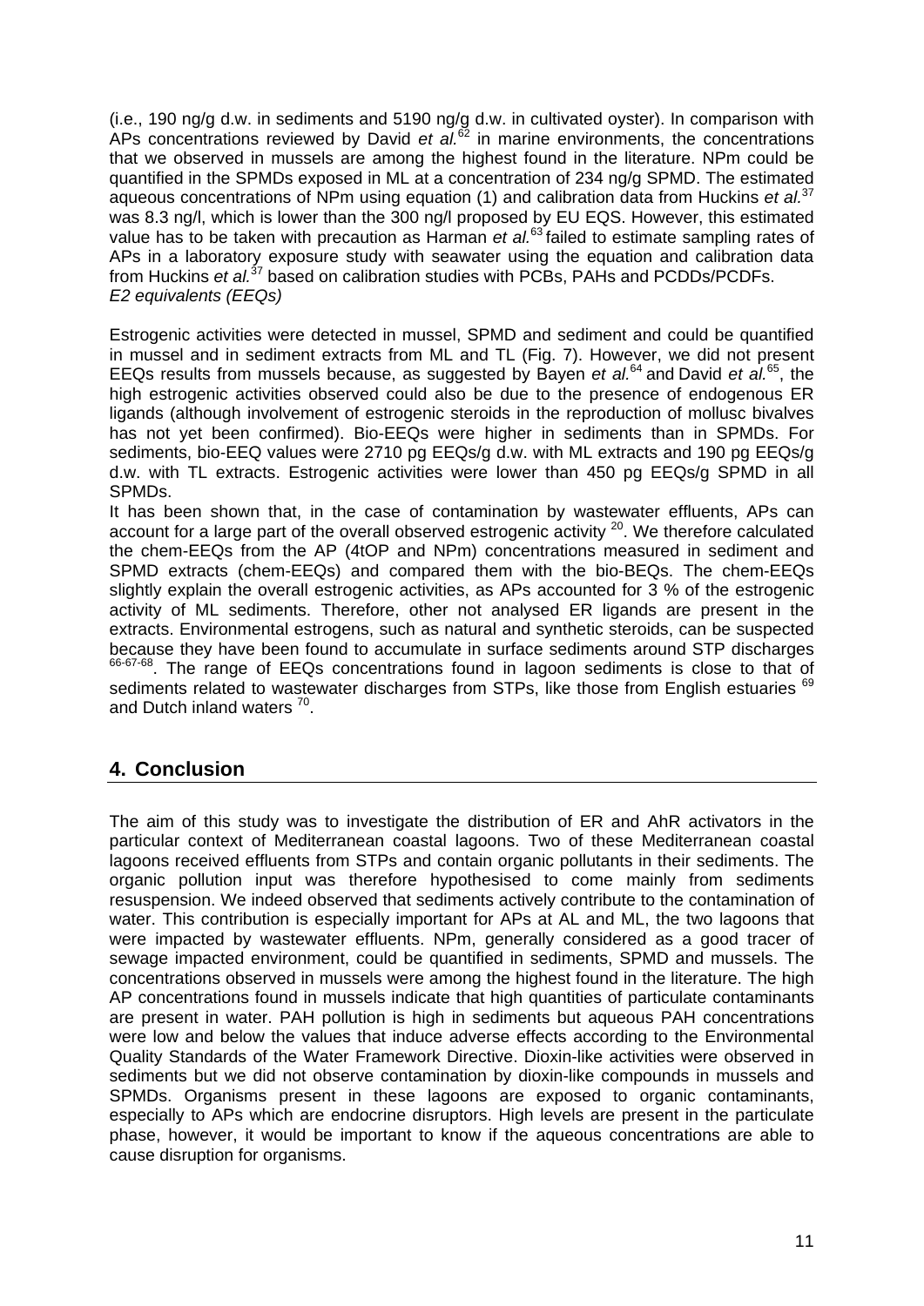(i.e., 190 ng/g d.w. in sediments and 5190 ng/g d.w. in cultivated oyster). In comparison with APs concentrations reviewed by David *et al.*[62] in marine environments, the concentrations that we observed in mussels are among the highest found in the literature. NPm could be quantified in the SPMDs exposed in ML at a concentration of 234 ng/g SPMD. The estimated aqueous concentrations of NPm using equation (1) and calibration data from Huckins *et al.*[37] was 8.3 ng/l, which is lower than the 300 ng/l proposed by EU EQS. However, this estimated value has to be taken with precaution as Harman *et al.*[63] failed to estimate sampling rates of APs in a laboratory exposure study with seawater using the equation and calibration data from Huckins *et al.*[37] based on calibration studies with PCBs, PAHs and PCDDs/PCDFs.

*E2 equivalents (EEQs)*

Estrogenic activities were detected in mussel, SPMD and sediment and could be quantified in mussel and in sediment extracts from ML and TL (Fig. 7). However, we did not present EEQs results from mussels because, as suggested by Bayen *et al.*[64] and David *et al.*[65], the high estrogenic activities observed could also be due to the presence of endogenous ER ligands (although involvement of estrogenic steroids in the reproduction of mollusc bivalves has not yet been confirmed). Bio-EEQs were higher in sediments than in SPMDs. For sediments, bio-EEQ values were 2710 pg EEQs/g d.w. with ML extracts and 190 pg EEQs/g d.w. with TL extracts. Estrogenic activities were lower than 450 pg EEQs/g SPMD in all SPMDs.

It has been shown that, in the case of contamination by wastewater effluents, APs can account for a large part of the overall observed estrogenic activity [20]. We therefore calculated the chem-EEQs from the AP (4tOP and NPm) concentrations measured in sediment and SPMD extracts (chem-EEQs) and compared them with the bio-BEQs. The chem-EEQs slightly explain the overall estrogenic activities, as APs accounted for 3 % of the estrogenic activity of ML sediments. Therefore, other not analysed ER ligands are present in the extracts. Environmental estrogens, such as natural and synthetic steroids, can be suspected because they have been found to accumulate in surface sediments around STP discharges [66-67-68]. The range of EEQs concentrations found in lagoon sediments is close to that of sediments related to wastewater discharges from STPs, like those from English estuaries [69] and Dutch inland waters [70].

## 4. Conclusion

The aim of this study was to investigate the distribution of ER and AhR activators in the particular context of Mediterranean coastal lagoons. Two of these Mediterranean coastal lagoons received effluents from STPs and contain organic pollutants in their sediments. The organic pollution input was therefore hypothesised to come mainly from sediments resuspension. We indeed observed that sediments actively contribute to the contamination of water. This contribution is especially important for APs at AL and ML, the two lagoons that were impacted by wastewater effluents. NPm, generally considered as a good tracer of sewage impacted environment, could be quantified in sediments, SPMD and mussels. The concentrations observed in mussels were among the highest found in the literature. The high AP concentrations found in mussels indicate that high quantities of particulate contaminants are present in water. PAH pollution is high in sediments but aqueous PAH concentrations were low and below the values that induce adverse effects according to the Environmental Quality Standards of the Water Framework Directive. Dioxin-like activities were observed in sediments but we did not observe contamination by dioxin-like compounds in mussels and SPMDs. Organisms present in these lagoons are exposed to organic contaminants, especially to APs which are endocrine disruptors. High levels are present in the particulate phase, however, it would be important to know if the aqueous concentrations are able to cause disruption for organisms.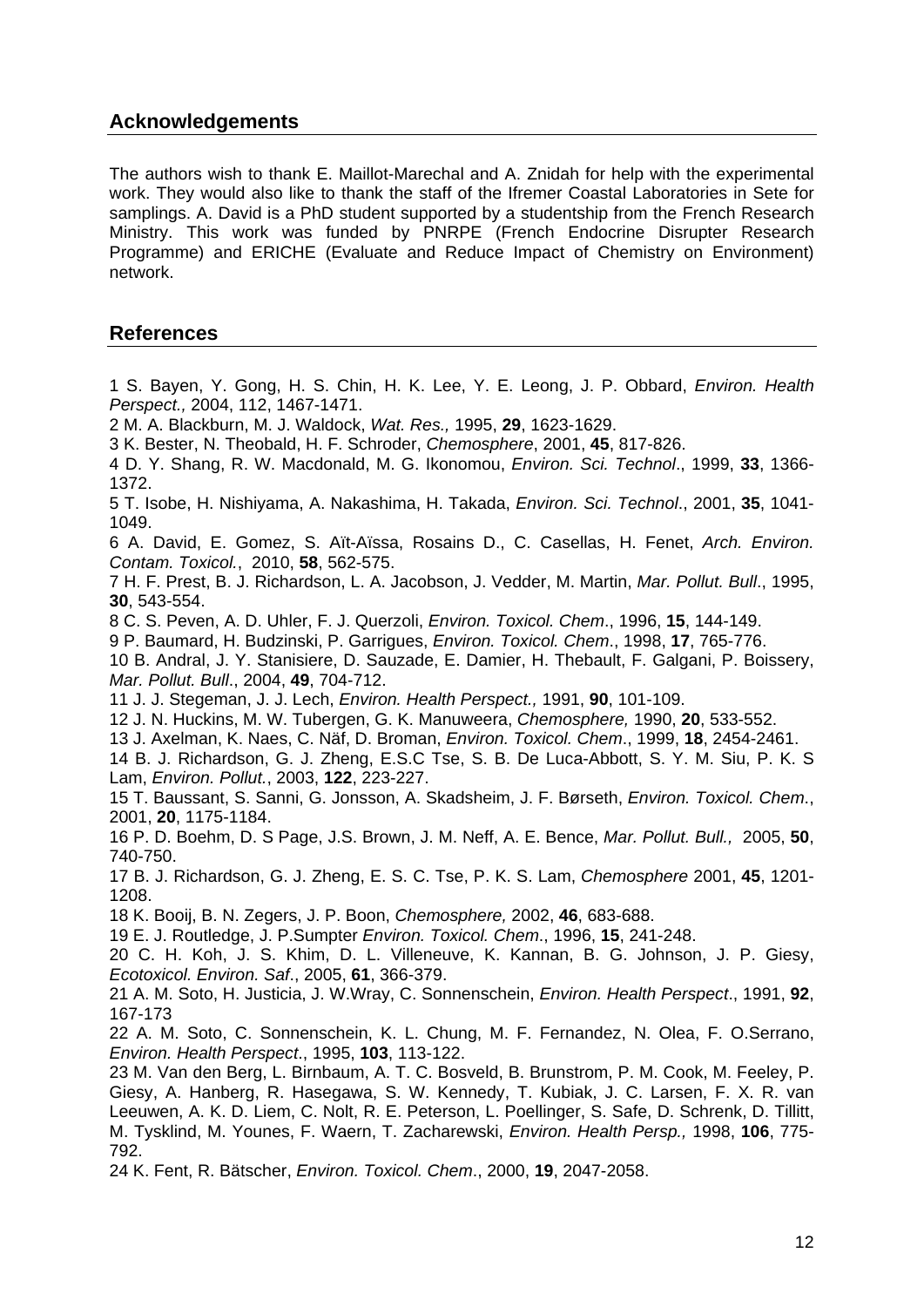## Acknowledgements

The authors wish to thank E. Maillot-Marechal and A. Znidah for help with the experimental work. They would also like to thank the staff of the Ifremer Coastal Laboratories in Sete for samplings. A. David is a PhD student supported by a studentship from the French Research Ministry. This work was funded by PNRPE (French Endocrine Disrupter Research Programme) and ERICHE (Evaluate and Reduce Impact of Chemistry on Environment) network.

## References

1 S. Bayen, Y. Gong, H. S. Chin, H. K. Lee, Y. E. Leong, J. P. Obbard, *Environ. Health Perspect.,* 2004, 112, 1467-1471.

2 M. A. Blackburn, M. J. Waldock, *Wat. Res.,* 1995, **29**, 1623-1629.

3 K. Bester, N. Theobald, H. F. Schroder, *Chemosphere*, 2001, **45**, 817-826.

4 D. Y. Shang, R. W. Macdonald, M. G. Ikonomou, *Environ. Sci. Technol*., 1999, **33**, 1366-1372.

5 T. Isobe, H. Nishiyama, A. Nakashima, H. Takada, *Environ. Sci. Technol*., 2001, **35**, 1041-1049.

6 A. David, E. Gomez, S. Aït-Aïssa, Rosains D., C. Casellas, H. Fenet, *Arch. Environ. Contam. Toxicol.*, 2010, **58**, 562-575.

7 H. F. Prest, B. J. Richardson, L. A. Jacobson, J. Vedder, M. Martin, *Mar. Pollut. Bull*., 1995, **30**, 543-554.

8 C. S. Peven, A. D. Uhler, F. J. Querzoli, *Environ. Toxicol. Chem*., 1996, **15**, 144-149.

9 P. Baumard, H. Budzinski, P. Garrigues, *Environ. Toxicol. Chem*., 1998, **17**, 765-776.

10 B. Andral, J. Y. Stanisiere, D. Sauzade, E. Damier, H. Thebault, F. Galgani, P. Boissery, *Mar. Pollut. Bull*., 2004, **49**, 704-712.

11 J. J. Stegeman, J. J. Lech, *Environ. Health Perspect.,* 1991, **90**, 101-109.

12 J. N. Huckins, M. W. Tubergen, G. K. Manuweera, *Chemosphere,* 1990, **20**, 533-552.

13 J. Axelman, K. Naes, C. Näf, D. Broman, *Environ. Toxicol. Chem*., 1999, **18**, 2454-2461.

14 B. J. Richardson, G. J. Zheng, E.S.C Tse, S. B. De Luca-Abbott, S. Y. M. Siu, P. K. S Lam, *Environ. Pollut.*, 2003, **122**, 223-227.

15 T. Baussant, S. Sanni, G. Jonsson, A. Skadsheim, J. F. Børseth, *Environ. Toxicol. Chem.*, 2001, **20**, 1175-1184.

16 P. D. Boehm, D. S Page, J.S. Brown, J. M. Neff, A. E. Bence, *Mar. Pollut. Bull.,* 2005, **50**, 740-750.

17 B. J. Richardson, G. J. Zheng, E. S. C. Tse, P. K. S. Lam, *Chemosphere* 2001, **45**, 1201-1208.

18 K. Booij, B. N. Zegers, J. P. Boon, *Chemosphere,* 2002, **46**, 683-688.

19 E. J. Routledge, J. P.Sumpter *Environ. Toxicol. Chem*., 1996, **15**, 241-248.

20 C. H. Koh, J. S. Khim, D. L. Villeneuve, K. Kannan, B. G. Johnson, J. P. Giesy, *Ecotoxicol. Environ. Saf*., 2005, **61**, 366-379.

21 A. M. Soto, H. Justicia, J. W.Wray, C. Sonnenschein, *Environ. Health Perspect*., 1991, **92**, 167-173

22 A. M. Soto, C. Sonnenschein, K. L. Chung, M. F. Fernandez, N. Olea, F. O.Serrano, *Environ. Health Perspect*., 1995, **103**, 113-122.

23 M. Van den Berg, L. Birnbaum, A. T. C. Bosveld, B. Brunstrom, P. M. Cook, M. Feeley, P. Giesy, A. Hanberg, R. Hasegawa, S. W. Kennedy, T. Kubiak, J. C. Larsen, F. X. R. van Leeuwen, A. K. D. Liem, C. Nolt, R. E. Peterson, L. Poellinger, S. Safe, D. Schrenk, D. Tillitt, M. Tysklind, M. Younes, F. Waern, T. Zacharewski, *Environ. Health Persp.,* 1998, **106**, 775-792.

24 K. Fent, R. Bätscher, *Environ. Toxicol. Chem*., 2000, **19**, 2047-2058.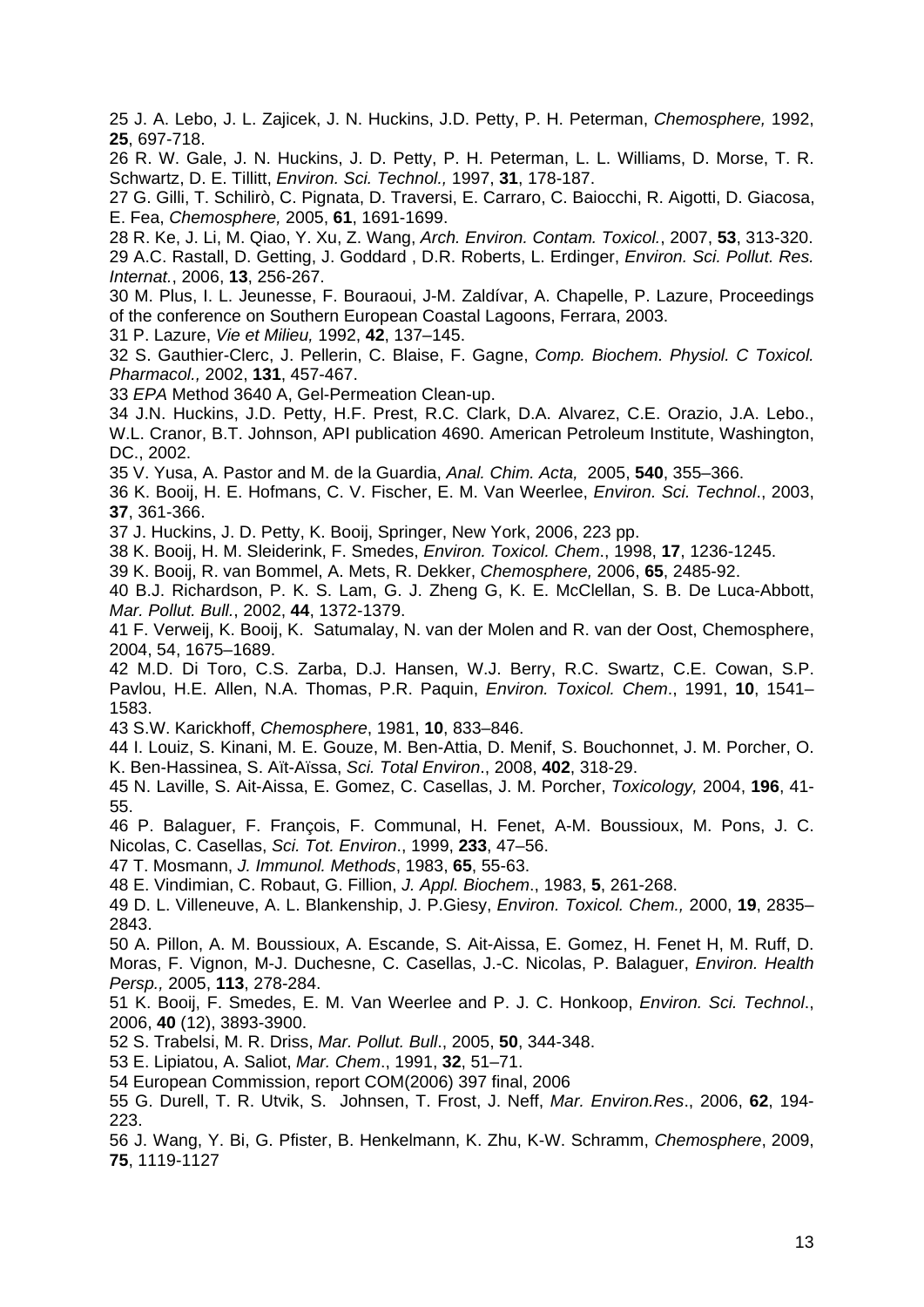25 J. A. Lebo, J. L. Zajicek, J. N. Huckins, J.D. Petty, P. H. Peterman, *Chemosphere,* 1992, **25**, 697-718.

26 R. W. Gale, J. N. Huckins, J. D. Petty, P. H. Peterman, L. L. Williams, D. Morse, T. R. Schwartz, D. E. Tillitt, *Environ. Sci. Technol.,* 1997, **31**, 178-187.

27 G. Gilli, T. Schilirò, C. Pignata, D. Traversi, E. Carraro, C. Baiocchi, R. Aigotti, D. Giacosa, E. Fea, *Chemosphere,* 2005, **61**, 1691-1699.

28 R. Ke, J. Li, M. Qiao, Y. Xu, Z. Wang, *Arch. Environ. Contam. Toxicol.*, 2007, **53**, 313-320.

29 A.C. Rastall, D. Getting, J. Goddard , D.R. Roberts, L. Erdinger, *Environ. Sci. Pollut. Res. Internat.*, 2006, **13**, 256-267.

30 M. Plus, I. L. Jeunesse, F. Bouraoui, J-M. Zaldívar, A. Chapelle, P. Lazure, Proceedings of the conference on Southern European Coastal Lagoons, Ferrara, 2003.

31 P. Lazure, *Vie et Milieu,* 1992, **42**, 137–145.

32 S. Gauthier-Clerc, J. Pellerin, C. Blaise, F. Gagne, *Comp. Biochem. Physiol. C Toxicol. Pharmacol.,* 2002, **131**, 457-467.

33 *EPA* Method 3640 A, Gel-Permeation Clean-up.

34 J.N. Huckins, J.D. Petty, H.F. Prest, R.C. Clark, D.A. Alvarez, C.E. Orazio, J.A. Lebo., W.L. Cranor, B.T. Johnson, API publication 4690. American Petroleum Institute, Washington, DC., 2002.

35 V. Yusa, A. Pastor and M. de la Guardia, *Anal. Chim. Acta,* 2005, **540**, 355–366.

36 K. Booij, H. E. Hofmans, C. V. Fischer, E. M. Van Weerlee, *Environ. Sci. Technol*., 2003, **37**, 361-366.

37 J. Huckins, J. D. Petty, K. Booij, Springer, New York, 2006, 223 pp.

38 K. Booij, H. M. Sleiderink, F. Smedes, *Environ. Toxicol. Chem*., 1998, **17**, 1236-1245.

39 K. Booij, R. van Bommel, A. Mets, R. Dekker, *Chemosphere,* 2006, **65**, 2485-92.

40 B.J. Richardson, P. K. S. Lam, G. J. Zheng G, K. E. McClellan, S. B. De Luca-Abbott, *Mar. Pollut. Bull.*, 2002, **44**, 1372-1379.

41 F. Verweij, K. Booij, K. Satumalay, N. van der Molen and R. van der Oost, Chemosphere, 2004, 54, 1675–1689.

42 M.D. Di Toro, C.S. Zarba, D.J. Hansen, W.J. Berry, R.C. Swartz, C.E. Cowan, S.P. Pavlou, H.E. Allen, N.A. Thomas, P.R. Paquin, *Environ. Toxicol. Chem*., 1991, **10**, 1541–1583.

43 S.W. Karickhoff, *Chemosphere*, 1981, **10**, 833–846.

44 I. Louiz, S. Kinani, M. E. Gouze, M. Ben-Attia, D. Menif, S. Bouchonnet, J. M. Porcher, O. K. Ben-Hassinea, S. Aït-Aïssa, *Sci. Total Environ*., 2008, **402**, 318-29.

45 N. Laville, S. Ait-Aissa, E. Gomez, C. Casellas, J. M. Porcher, *Toxicology,* 2004, **196**, 41-55.

46 P. Balaguer, F. François, F. Communal, H. Fenet, A-M. Boussioux, M. Pons, J. C. Nicolas, C. Casellas, *Sci. Tot. Environ*., 1999, **233**, 47–56.

47 T. Mosmann, *J. Immunol. Methods*, 1983, **65**, 55-63.

48 E. Vindimian, C. Robaut, G. Fillion, *J. Appl. Biochem*., 1983, **5**, 261-268.

49 D. L. Villeneuve, A. L. Blankenship, J. P.Giesy, *Environ. Toxicol. Chem.,* 2000, **19**, 2835–2843.

50 A. Pillon, A. M. Boussioux, A. Escande, S. Ait-Aissa, E. Gomez, H. Fenet H, M. Ruff, D. Moras, F. Vignon, M-J. Duchesne, C. Casellas, J.-C. Nicolas, P. Balaguer, *Environ. Health Persp.,* 2005, **113**, 278-284.

51 K. Booij, F. Smedes, E. M. Van Weerlee and P. J. C. Honkoop, *Environ. Sci. Technol*., 2006, **40** (12), 3893-3900.

52 S. Trabelsi, M. R. Driss, *Mar. Pollut. Bull*., 2005, **50**, 344-348.

53 E. Lipiatou, A. Saliot, *Mar. Chem*., 1991, **32**, 51–71.

54 European Commission, report COM(2006) 397 final, 2006

55 G. Durell, T. R. Utvik, S. Johnsen, T. Frost, J. Neff, *Mar. Environ.Res*., 2006, **62**, 194-223.

56 J. Wang, Y. Bi, G. Pfister, B. Henkelmann, K. Zhu, K-W. Schramm, *Chemosphere*, 2009, **75**, 1119-1127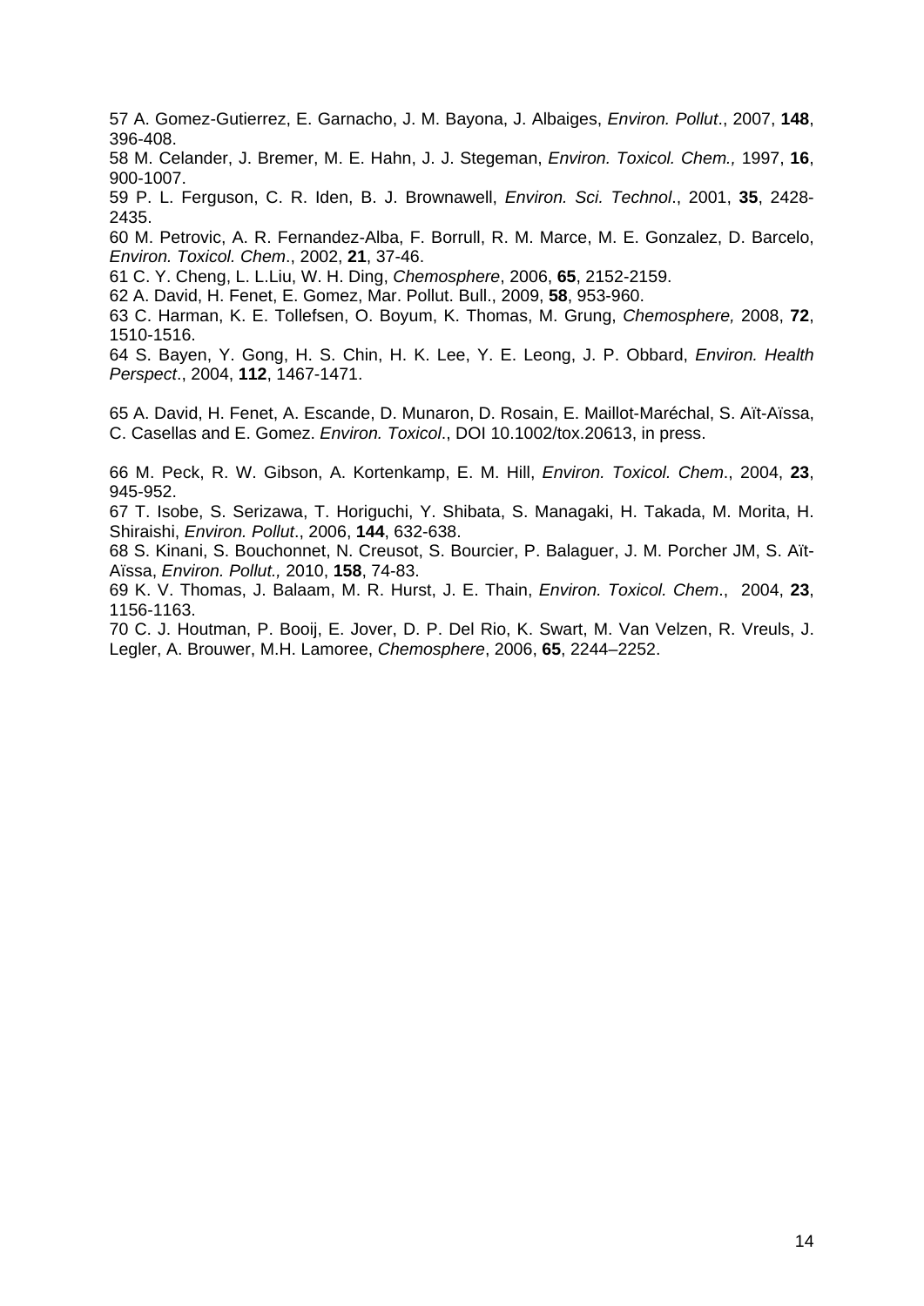57 A. Gomez-Gutierrez, E. Garnacho, J. M. Bayona, J. Albaiges, *Environ. Pollut*., 2007, **148**, 396-408.

58 M. Celander, J. Bremer, M. E. Hahn, J. J. Stegeman, *Environ. Toxicol. Chem.,* 1997, **16**, 900-1007.

59 P. L. Ferguson, C. R. Iden, B. J. Brownawell, *Environ. Sci. Technol*., 2001, **35**, 2428-2435.

60 M. Petrovic, A. R. Fernandez-Alba, F. Borrull, R. M. Marce, M. E. Gonzalez, D. Barcelo, *Environ. Toxicol. Chem*., 2002, **21**, 37-46.

61 C. Y. Cheng, L. L.Liu, W. H. Ding, *Chemosphere*, 2006, **65**, 2152-2159.

62 A. David, H. Fenet, E. Gomez, Mar. Pollut. Bull., 2009, **58**, 953-960.

63 C. Harman, K. E. Tollefsen, O. Boyum, K. Thomas, M. Grung, *Chemosphere,* 2008, **72**, 1510-1516.

64 S. Bayen, Y. Gong, H. S. Chin, H. K. Lee, Y. E. Leong, J. P. Obbard, *Environ. Health Perspect*., 2004, **112**, 1467-1471.

65 A. David, H. Fenet, A. Escande, D. Munaron, D. Rosain, E. Maillot-Maréchal, S. Aït-Aïssa, C. Casellas and E. Gomez. *Environ. Toxicol*., DOI 10.1002/tox.20613, in press.

66 M. Peck, R. W. Gibson, A. Kortenkamp, E. M. Hill, *Environ. Toxicol. Chem*., 2004, **23**, 945-952.

67 T. Isobe, S. Serizawa, T. Horiguchi, Y. Shibata, S. Managaki, H. Takada, M. Morita, H. Shiraishi, *Environ. Pollut*., 2006, **144**, 632-638.

68 S. Kinani, S. Bouchonnet, N. Creusot, S. Bourcier, P. Balaguer, J. M. Porcher JM, S. Aït-Aïssa, *Environ. Pollut.,* 2010, **158**, 74-83.

69 K. V. Thomas, J. Balaam, M. R. Hurst, J. E. Thain, *Environ. Toxicol. Chem*., 2004, **23**, 1156-1163.

70 C. J. Houtman, P. Booij, E. Jover, D. P. Del Rio, K. Swart, M. Van Velzen, R. Vreuls, J. Legler, A. Brouwer, M.H. Lamoree, *Chemosphere*, 2006, **65**, 2244–2252.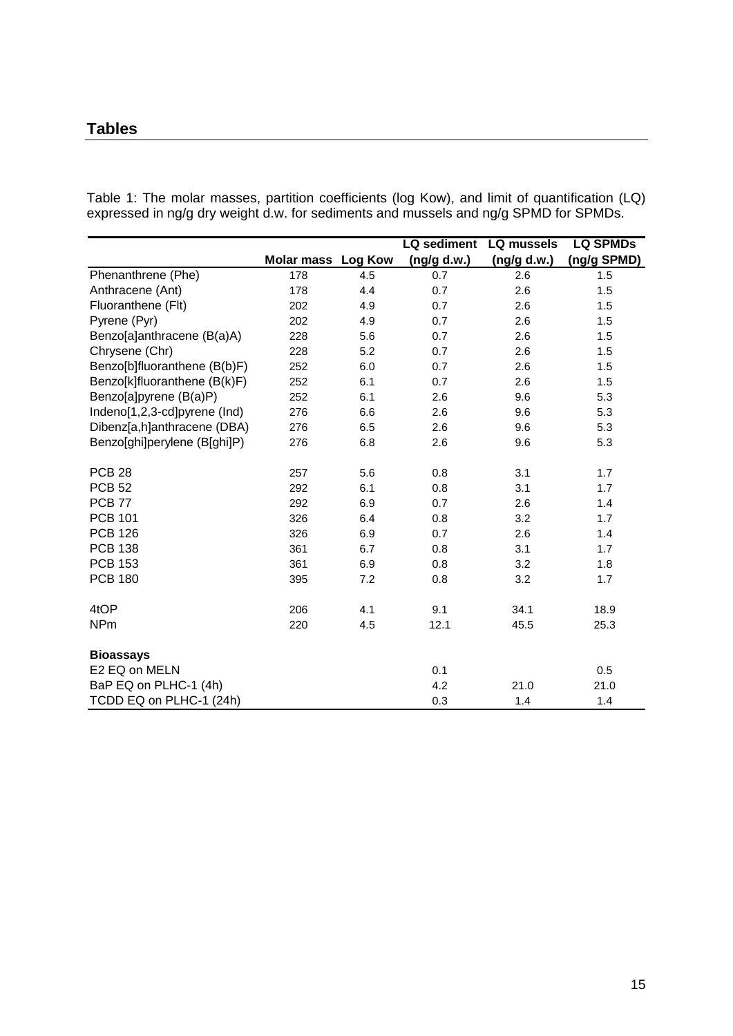# Tables

Table 1: The molar masses, partition coefficients (log Kow), and limit of quantification (LQ) expressed in ng/g dry weight d.w. for sediments and mussels and ng/g SPMD for SPMDs.

| | Molar mass | Log Kow | LQ sediment (ng/g d.w.) | LQ mussels (ng/g d.w.) | LQ SPMDs (ng/g SPMD) |
|---|---|---|---|---|---|
| Phenanthrene (Phe) | 178 | 4.5 | 0.7 | 2.6 | 1.5 |
| Anthracene (Ant) | 178 | 4.4 | 0.7 | 2.6 | 1.5 |
| Fluoranthene (Flt) | 202 | 4.9 | 0.7 | 2.6 | 1.5 |
| Pyrene (Pyr) | 202 | 4.9 | 0.7 | 2.6 | 1.5 |
| Benzo[a]anthracene (B(a)A) | 228 | 5.6 | 0.7 | 2.6 | 1.5 |
| Chrysene (Chr) | 228 | 5.2 | 0.7 | 2.6 | 1.5 |
| Benzo[b]fluoranthene (B(b)F) | 252 | 6.0 | 0.7 | 2.6 | 1.5 |
| Benzo[k]fluoranthene (B(k)F) | 252 | 6.1 | 0.7 | 2.6 | 1.5 |
| Benzo[a]pyrene (B(a)P) | 252 | 6.1 | 2.6 | 9.6 | 5.3 |
| Indeno[1,2,3-cd]pyrene (Ind) | 276 | 6.6 | 2.6 | 9.6 | 5.3 |
| Dibenz[a,h]anthracene (DBA) | 276 | 6.5 | 2.6 | 9.6 | 5.3 |
| Benzo[ghi]perylene (B[ghi]P) | 276 | 6.8 | 2.6 | 9.6 | 5.3 |
| | | | | | |
| PCB 28 | 257 | 5.6 | 0.8 | 3.1 | 1.7 |
| PCB 52 | 292 | 6.1 | 0.8 | 3.1 | 1.7 |
| PCB 77 | 292 | 6.9 | 0.7 | 2.6 | 1.4 |
| PCB 101 | 326 | 6.4 | 0.8 | 3.2 | 1.7 |
| PCB 126 | 326 | 6.9 | 0.7 | 2.6 | 1.4 |
| PCB 138 | 361 | 6.7 | 0.8 | 3.1 | 1.7 |
| PCB 153 | 361 | 6.9 | 0.8 | 3.2 | 1.8 |
| PCB 180 | 395 | 7.2 | 0.8 | 3.2 | 1.7 |
| | | | | | |
| 4tOP | 206 | 4.1 | 9.1 | 34.1 | 18.9 |
| NPm | 220 | 4.5 | 12.1 | 45.5 | 25.3 |
| | | | | | |
| **Bioassays** | | | | | |
| E2 EQ on MELN | | | 0.1 | | 0.5 |
| BaP EQ on PLHC-1 (4h) | | | 4.2 | 21.0 | 21.0 |
| TCDD EQ on PLHC-1 (24h) | | | 0.3 | 1.4 | 1.4 |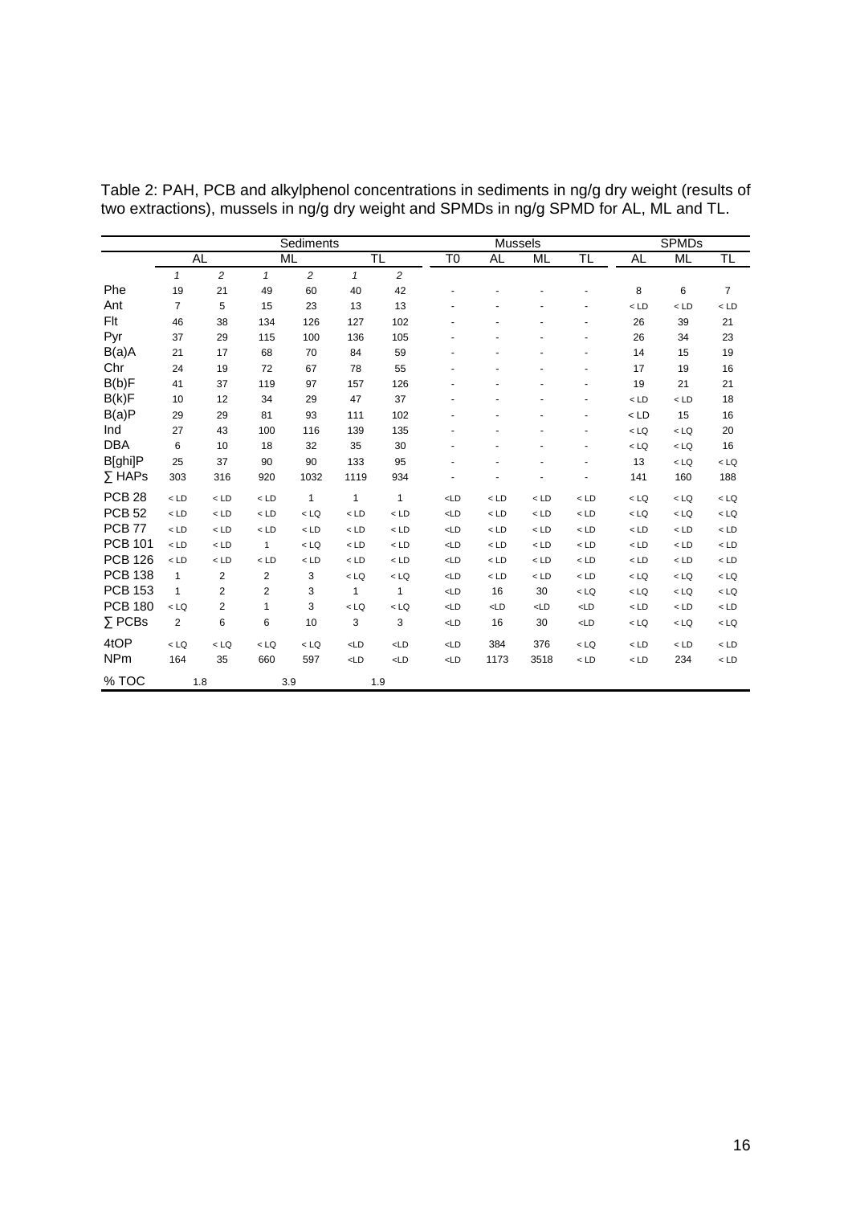Table 2: PAH, PCB and alkylphenol concentrations in sediments in ng/g dry weight (results of two extractions), mussels in ng/g dry weight and SPMDs in ng/g SPMD for AL, ML and TL.

| | Sediments | | | | | | Mussels | | | | SPMDs | | |
|---|---|---|---|---|---|---|---|---|---|---|---|---|---|
| | AL | | ML | | TL | | T0 | AL | ML | TL | AL | ML | TL |
| | *1* | *2* | *1* | *2* | *1* | *2* | | | | | | | |
| Phe | 19 | 21 | 49 | 60 | 40 | 42 | - | - | - | - | 8 | 6 | 7 |
| Ant | 7 | 5 | 15 | 23 | 13 | 13 | - | - | - | - | < LD | < LD | < LD |
| Flt | 46 | 38 | 134 | 126 | 127 | 102 | - | - | - | - | 26 | 39 | 21 |
| Pyr | 37 | 29 | 115 | 100 | 136 | 105 | - | - | - | - | 26 | 34 | 23 |
| B(a)A | 21 | 17 | 68 | 70 | 84 | 59 | - | - | - | - | 14 | 15 | 19 |
| Chr | 24 | 19 | 72 | 67 | 78 | 55 | - | - | - | - | 17 | 19 | 16 |
| B(b)F | 41 | 37 | 119 | 97 | 157 | 126 | - | - | - | - | 19 | 21 | 21 |
| B(k)F | 10 | 12 | 34 | 29 | 47 | 37 | - | - | - | - | < LD | < LD | 18 |
| B(a)P | 29 | 29 | 81 | 93 | 111 | 102 | - | - | - | - | < LD | 15 | 16 |
| Ind | 27 | 43 | 100 | 116 | 139 | 135 | - | - | - | - | < LQ | < LQ | 20 |
| DBA | 6 | 10 | 18 | 32 | 35 | 30 | - | - | - | - | < LQ | < LQ | 16 |
| B[ghi]P | 25 | 37 | 90 | 90 | 133 | 95 | - | - | - | - | 13 | < LQ | < LQ |
| ∑ HAPs | 303 | 316 | 920 | 1032 | 1119 | 934 | - | - | - | - | 141 | 160 | 188 |
| PCB 28 | < LD | < LD | < LD | 1 | 1 | 1 | <LD | < LD | < LD | < LD | < LQ | < LQ | < LQ |
| PCB 52 | < LD | < LD | < LD | < LQ | < LD | < LD | <LD | < LD | < LD | < LD | < LQ | < LQ | < LQ |
| PCB 77 | < LD | < LD | < LD | < LD | < LD | < LD | <LD | < LD | < LD | < LD | < LD | < LD | < LD |
| PCB 101 | < LD | < LD | 1 | < LQ | < LD | < LD | <LD | < LD | < LD | < LD | < LD | < LD | < LD |
| PCB 126 | < LD | < LD | < LD | < LD | < LD | < LD | <LD | < LD | < LD | < LD | < LD | < LD | < LD |
| PCB 138 | 1 | 2 | 2 | 3 | < LQ | < LQ | <LD | < LD | < LD | < LD | < LQ | < LQ | < LQ |
| PCB 153 | 1 | 2 | 2 | 3 | 1 | 1 | <LD | 16 | 30 | < LQ | < LQ | < LQ | < LQ |
| PCB 180 | < LQ | 2 | 1 | 3 | < LQ | < LQ | <LD | <LD | <LD | <LD | < LD | < LD | < LD |
| ∑ PCBs | 2 | 6 | 6 | 10 | 3 | 3 | <LD | 16 | 30 | <LD | < LQ | < LQ | < LQ |
| 4tOP | < LQ | < LQ | < LQ | < LQ | <LD | <LD | <LD | 384 | 376 | < LQ | < LD | < LD | < LD |
| NPm | 164 | 35 | 660 | 597 | <LD | <LD | <LD | 1173 | 3518 | < LD | < LD | 234 | < LD |
| % TOC | 1.8 | | 3.9 | | 1.9 | | | | | | | | |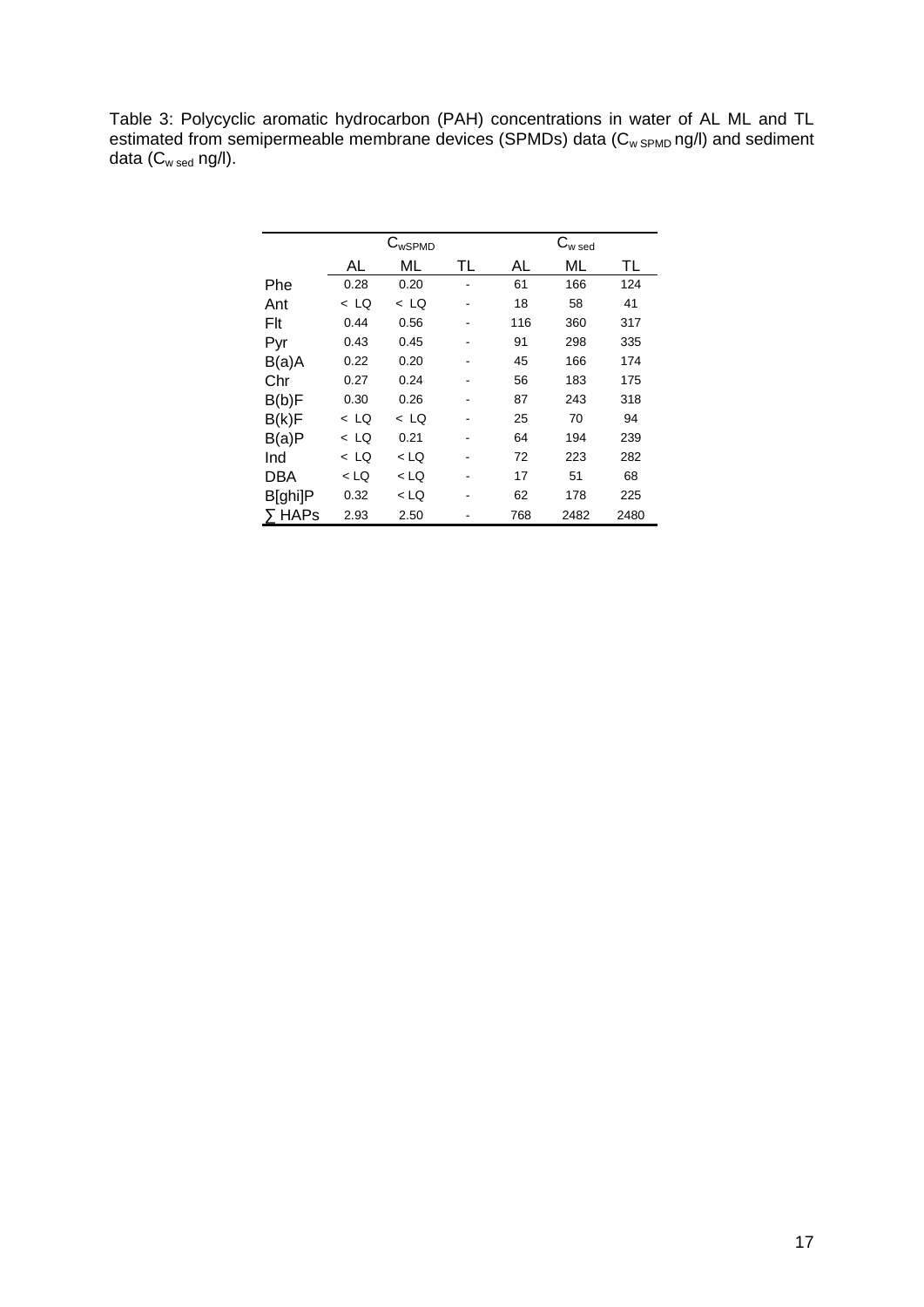Table 3: Polycyclic aromatic hydrocarbon (PAH) concentrations in water of AL ML and TL estimated from semipermeable membrane devices (SPMDs) data ($C_{w\,SPMD}$ ng/l) and sediment data ($C_{w\,sed}$ ng/l).

| | $C_{wSPMD}$ | | | $C_{w\,sed}$ | | |
|---|---|---|---|---|---|---|
| | AL | ML | TL | AL | ML | TL |
| Phe | 0.28 | 0.20 | - | 61 | 166 | 124 |
| Ant | < LQ | < LQ | - | 18 | 58 | 41 |
| Flt | 0.44 | 0.56 | - | 116 | 360 | 317 |
| Pyr | 0.43 | 0.45 | - | 91 | 298 | 335 |
| B(a)A | 0.22 | 0.20 | - | 45 | 166 | 174 |
| Chr | 0.27 | 0.24 | - | 56 | 183 | 175 |
| B(b)F | 0.30 | 0.26 | - | 87 | 243 | 318 |
| B(k)F | < LQ | < LQ | - | 25 | 70 | 94 |
| B(a)P | < LQ | 0.21 | - | 64 | 194 | 239 |
| Ind | < LQ | < LQ | - | 72 | 223 | 282 |
| DBA | < LQ | < LQ | - | 17 | 51 | 68 |
| B[ghi]P | 0.32 | < LQ | - | 62 | 178 | 225 |
| ∑ HAPs | 2.93 | 2.50 | - | 768 | 2482 | 2480 |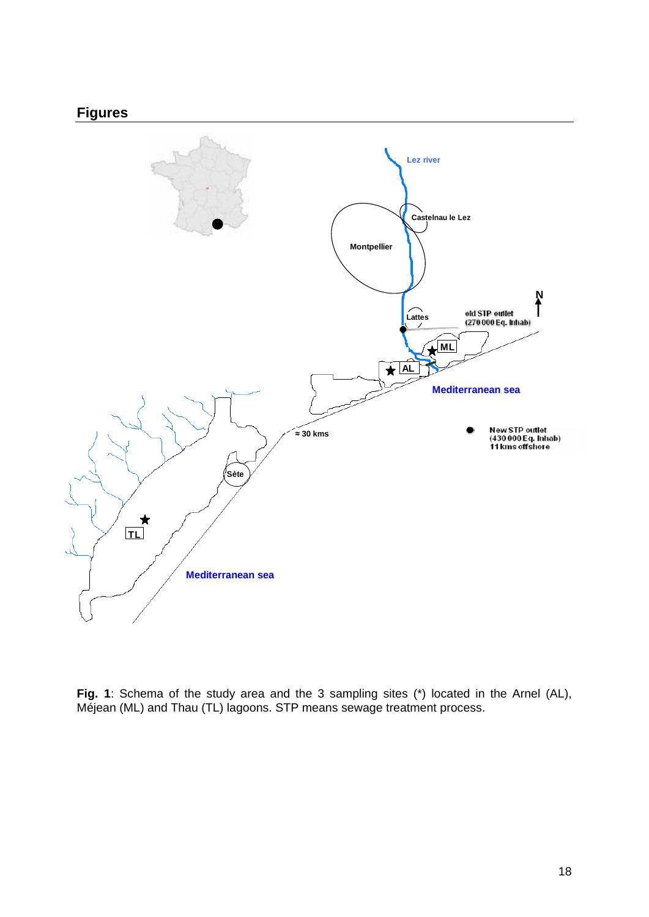## Figures

**Fig. 1**: Schema of the study area and the 3 sampling sites (*) located in the Arnel (AL), Méjean (ML) and Thau (TL) lagoons. STP means sewage treatment process.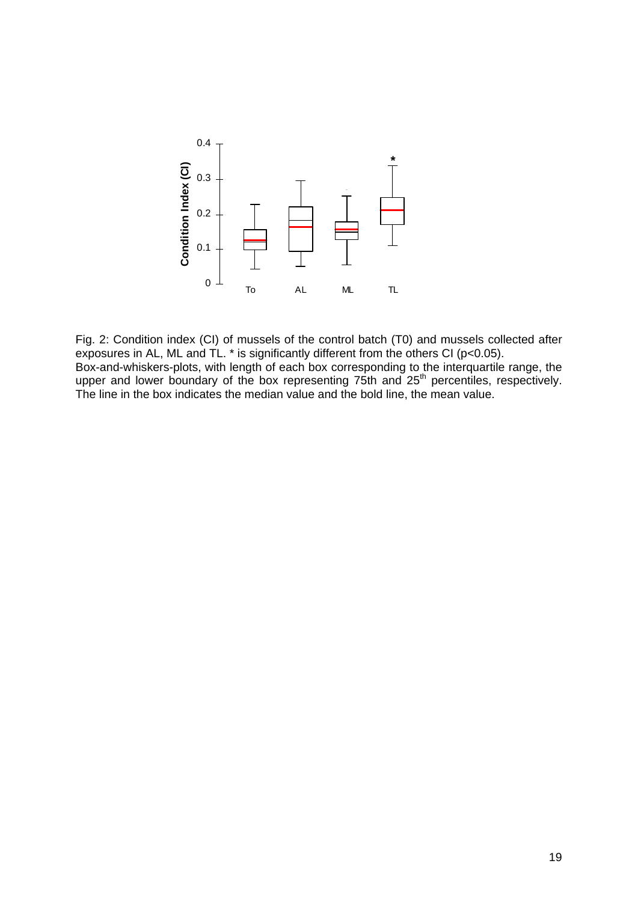Fig. 2: Condition index (CI) of mussels of the control batch (T0) and mussels collected after exposures in AL, ML and TL. * is significantly different from the others CI ($p<0.05$).
Box-and-whiskers-plots, with length of each box corresponding to the interquartile range, the upper and lower boundary of the box representing 75th and 25th percentiles, respectively. The line in the box indicates the median value and the bold line, the mean value.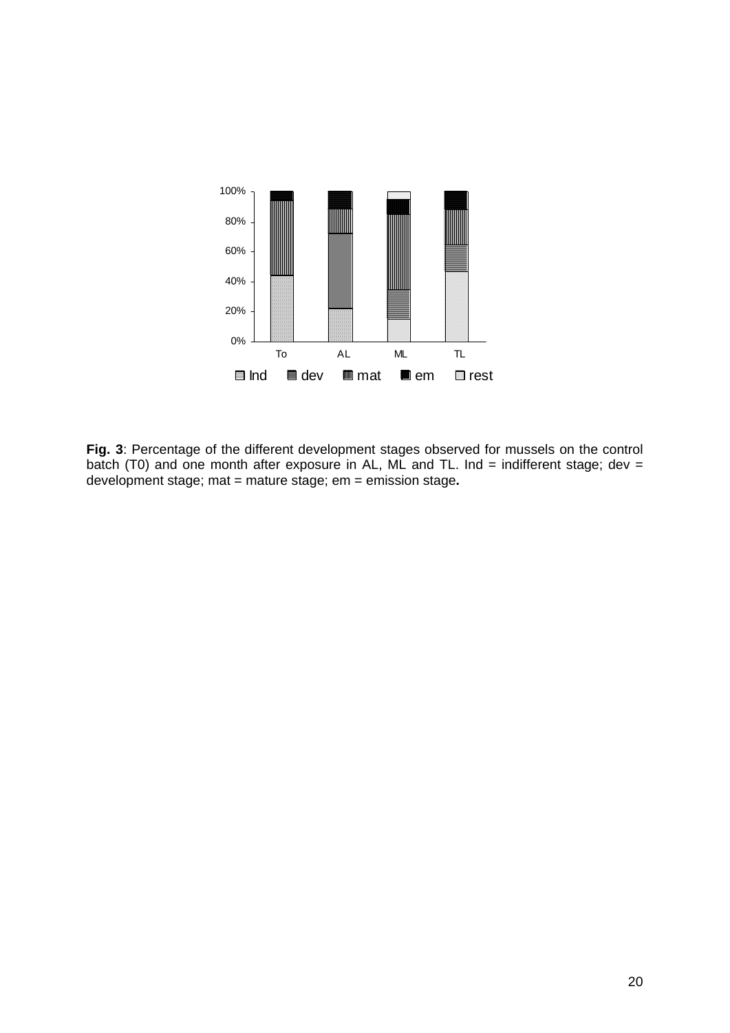**Fig. 3**: Percentage of the different development stages observed for mussels on the control batch (T0) and one month after exposure in AL, ML and TL. Ind = indifferent stage; dev = development stage; mat = mature stage; em = emission stage**.**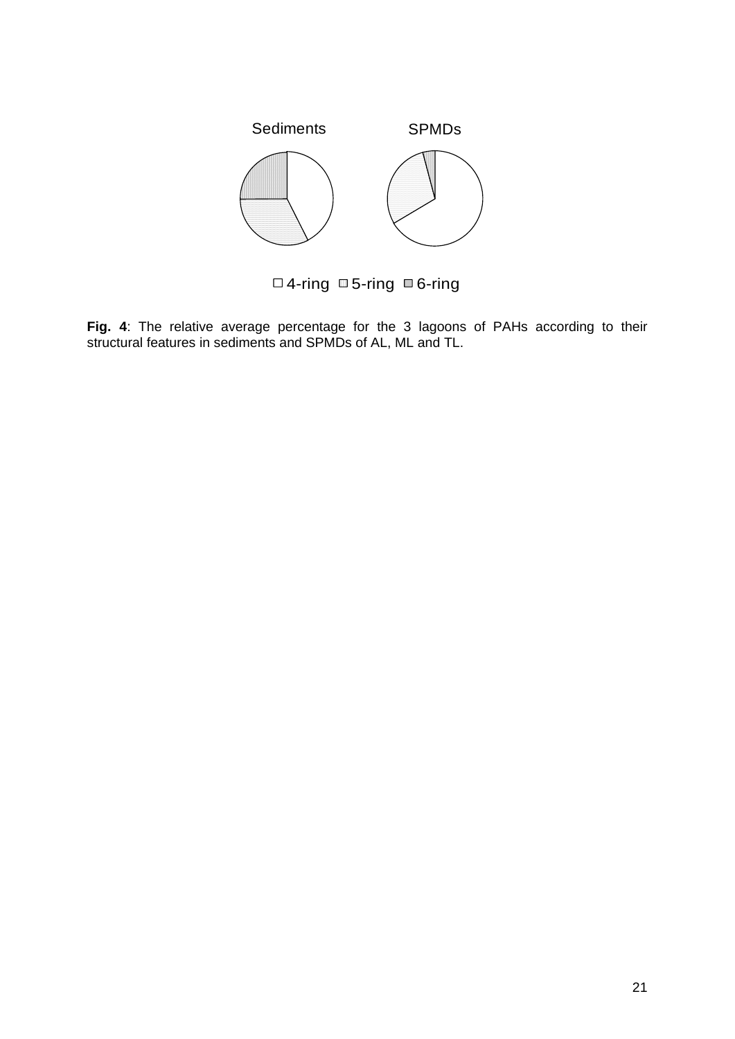Sediments SPMDs

□ 4-ring □ 5-ring □ 6-ring

**Fig. 4**: The relative average percentage for the 3 lagoons of PAHs according to their structural features in sediments and SPMDs of AL, ML and TL.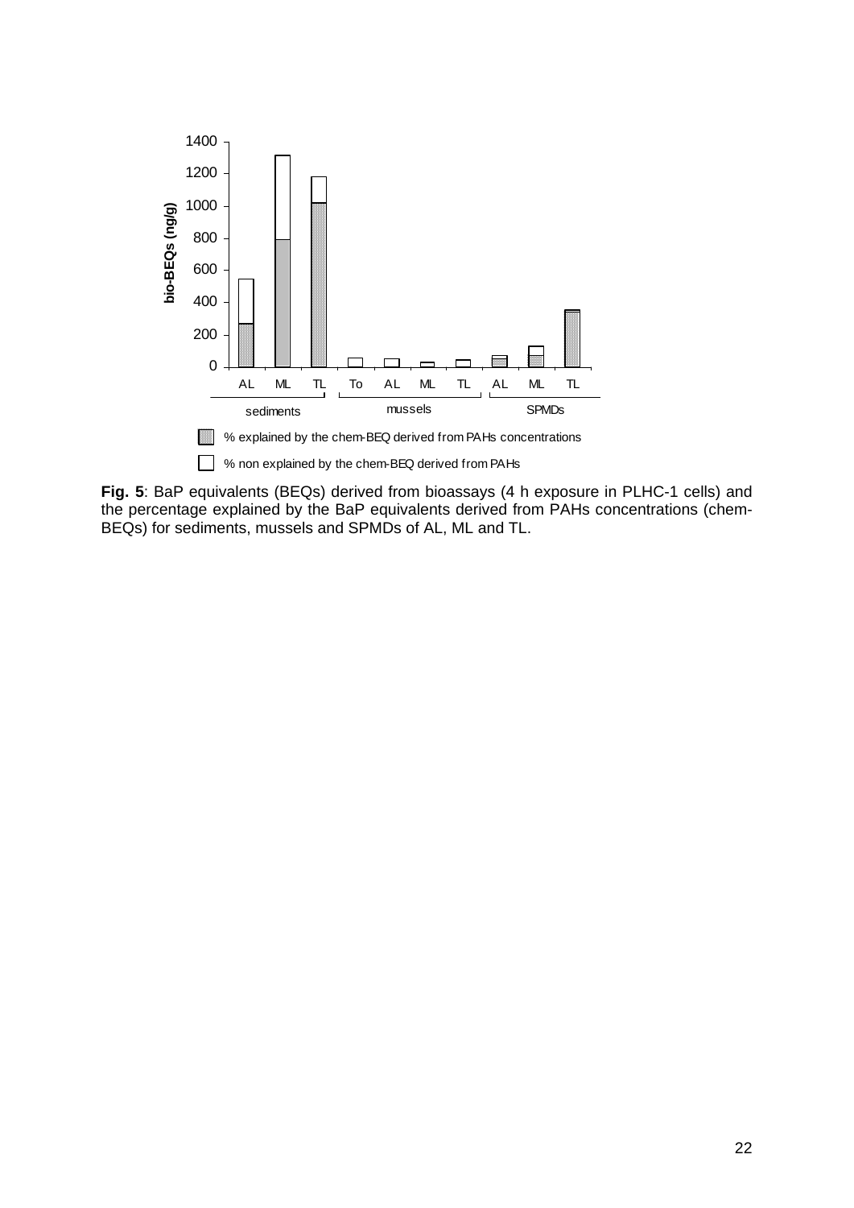**Fig. 5**: BaP equivalents (BEQs) derived from bioassays (4 h exposure in PLHC-1 cells) and the percentage explained by the BaP equivalents derived from PAHs concentrations (chem-BEQs) for sediments, mussels and SPMDs of AL, ML and TL.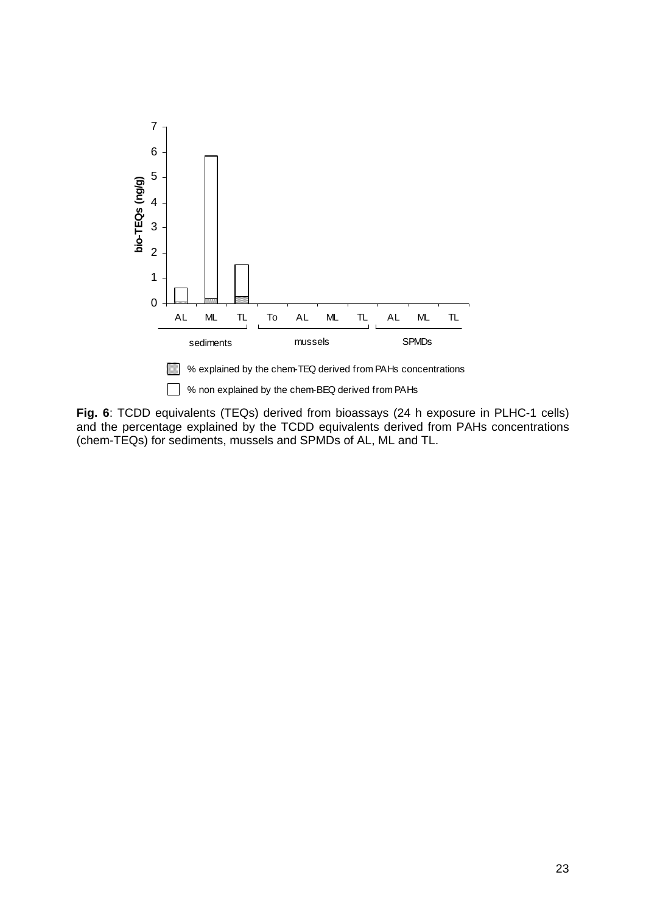**Fig. 6**: TCDD equivalents (TEQs) derived from bioassays (24 h exposure in PLHC-1 cells) and the percentage explained by the TCDD equivalents derived from PAHs concentrations (chem-TEQs) for sediments, mussels and SPMDs of AL, ML and TL.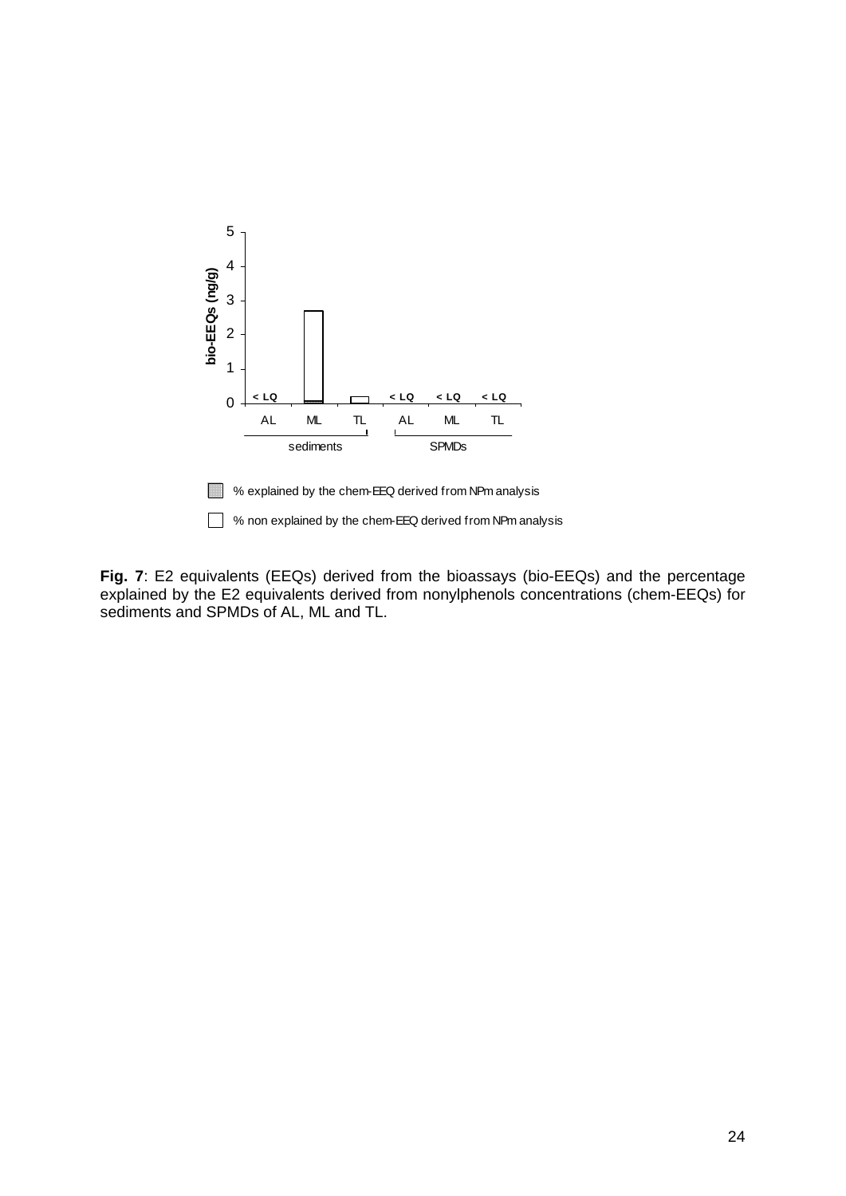5
4
3
2
1
0

bio-EEQs (ng/g)

< LQ
< LQ
< LQ
< LQ

AL ML TL AL ML TL

sediments

SPMDs

% explained by the chem-EEQ derived from NPm analysis

% non explained by the chem-EEQ derived from NPm analysis

**Fig. 7**: E2 equivalents (EEQs) derived from the bioassays (bio-EEQs) and the percentage explained by the E2 equivalents derived from nonylphenols concentrations (chem-EEQs) for sediments and SPMDs of AL, ML and TL.